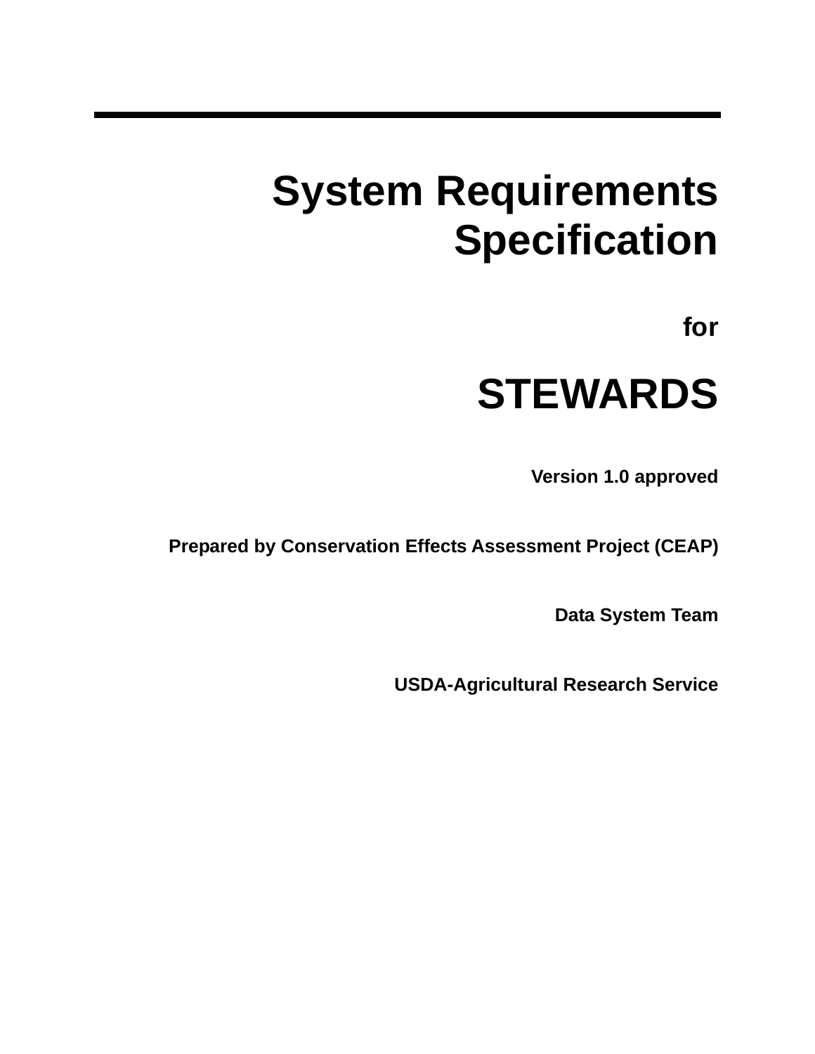# System Requirements Specification

**for**

# STEWARDS

**Version 1.0 approved**

**Prepared by Conservation Effects Assessment Project (CEAP)**

**Data System Team**

**USDA-Agricultural Research Service**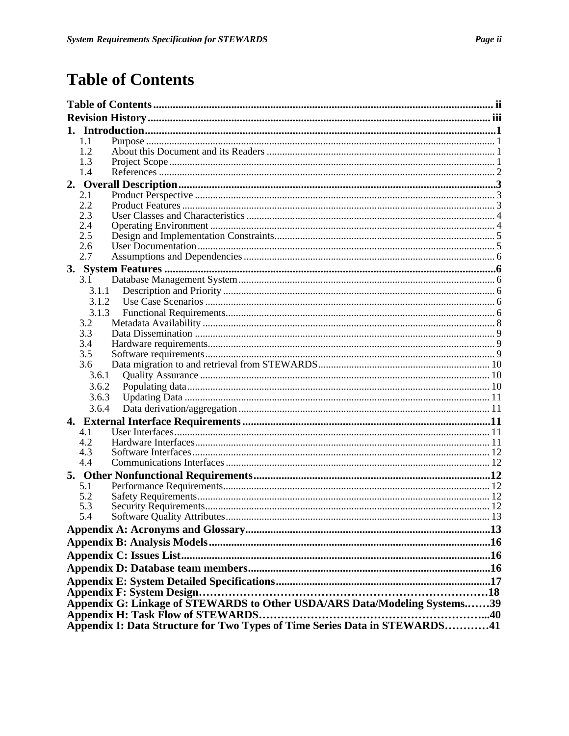# Table of Contents

**Table of Contents** ... ii
**Revision History** ... iii
**1. Introduction** ... 1
- 1.1 Purpose ... 1
- 1.2 About this Document and its Readers ... 1
- 1.3 Project Scope ... 1
- 1.4 References ... 2

**2. Overall Description** ... 3
- 2.1 Product Perspective ... 3
- 2.2 Product Features ... 3
- 2.3 User Classes and Characteristics ... 4
- 2.4 Operating Environment ... 4
- 2.5 Design and Implementation Constraints ... 5
- 2.6 User Documentation ... 5
- 2.7 Assumptions and Dependencies ... 6

**3. System Features** ... 6
- 3.1 Database Management System ... 6
  - 3.1.1 Description and Priority ... 6
  - 3.1.2 Use Case Scenarios ... 6
  - 3.1.3 Functional Requirements ... 6
- 3.2 Metadata Availability ... 8
- 3.3 Data Dissemination ... 9
- 3.4 Hardware requirements ... 9
- 3.5 Software requirements ... 9
- 3.6 Data migration to and retrieval from STEWARDS ... 10
  - 3.6.1 Quality Assurance ... 10
  - 3.6.2 Populating data ... 10
  - 3.6.3 Updating Data ... 11
  - 3.6.4 Data derivation/aggregation ... 11

**4. External Interface Requirements** ... 11
- 4.1 User Interfaces ... 11
- 4.2 Hardware Interfaces ... 11
- 4.3 Software Interfaces ... 12
- 4.4 Communications Interfaces ... 12

**5. Other Nonfunctional Requirements** ... 12
- 5.1 Performance Requirements ... 12
- 5.2 Safety Requirements ... 12
- 5.3 Security Requirements ... 12
- 5.4 Software Quality Attributes ... 13

**Appendix A: Acronyms and Glossary** ... 13
**Appendix B: Analysis Models** ... 16
**Appendix C: Issues List** ... 16
**Appendix D: Database team members** ... 16
**Appendix E: System Detailed Specifications** ... 17
**Appendix F: System Design** ... 18
**Appendix G: Linkage of STEWARDS to Other USDA/ARS Data/Modeling Systems.** ... 39
**Appendix H: Task Flow of STEWARDS** ... 40
**Appendix I: Data Structure for Two Types of Time Series Data in STEWARDS** ... 41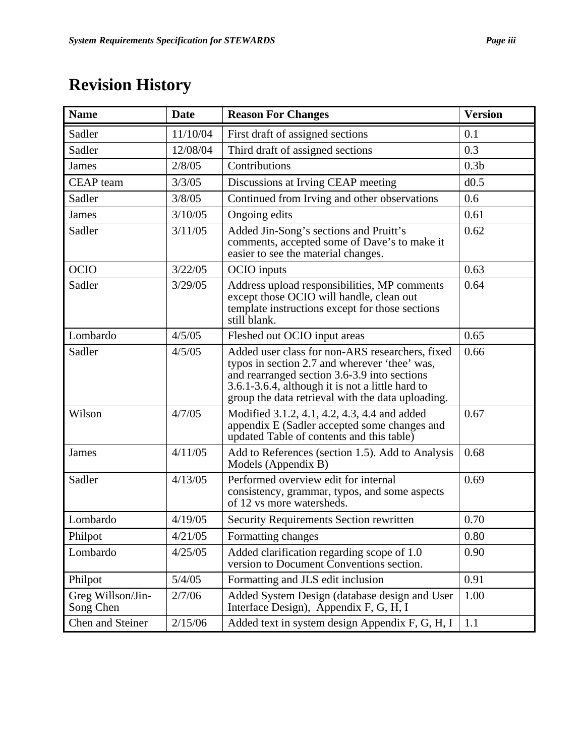# Revision History

| Name | Date | Reason For Changes | Version |
|---|---|---|---|
| Sadler | 11/10/04 | First draft of assigned sections | 0.1 |
| Sadler | 12/08/04 | Third draft of assigned sections | 0.3 |
| James | 2/8/05 | Contributions | 0.3b |
| CEAP team | 3/3/05 | Discussions at Irving CEAP meeting | d0.5 |
| Sadler | 3/8/05 | Continued from Irving and other observations | 0.6 |
| James | 3/10/05 | Ongoing edits | 0.61 |
| Sadler | 3/11/05 | Added Jin-Song's sections and Pruitt's comments, accepted some of Dave's to make it easier to see the material changes. | 0.62 |
| OCIO | 3/22/05 | OCIO inputs | 0.63 |
| Sadler | 3/29/05 | Address upload responsibilities, MP comments except those OCIO will handle, clean out template instructions except for those sections still blank. | 0.64 |
| Lombardo | 4/5/05 | Fleshed out OCIO input areas | 0.65 |
| Sadler | 4/5/05 | Added user class for non-ARS researchers, fixed typos in section 2.7 and wherever 'thee' was, and rearranged section 3.6-3.9 into sections 3.6.1-3.6.4, although it is not a little hard to group the data retrieval with the data uploading. | 0.66 |
| Wilson | 4/7/05 | Modified 3.1.2, 4.1, 4.2, 4.3, 4.4 and added appendix E (Sadler accepted some changes and updated Table of contents and this table) | 0.67 |
| James | 4/11/05 | Add to References (section 1.5). Add to Analysis Models (Appendix B) | 0.68 |
| Sadler | 4/13/05 | Performed overview edit for internal consistency, grammar, typos, and some aspects of 12 vs more watersheds. | 0.69 |
| Lombardo | 4/19/05 | Security Requirements Section rewritten | 0.70 |
| Philpot | 4/21/05 | Formatting changes | 0.80 |
| Lombardo | 4/25/05 | Added clarification regarding scope of 1.0 version to Document Conventions section. | 0.90 |
| Philpot | 5/4/05 | Formatting and JLS edit inclusion | 0.91 |
| Greg Willson/Jin-Song Chen | 2/7/06 | Added System Design (database design and User Interface Design), Appendix F, G, H, I | 1.00 |
| Chen and Steiner | 2/15/06 | Added text in system design Appendix F, G, H, I | 1.1 |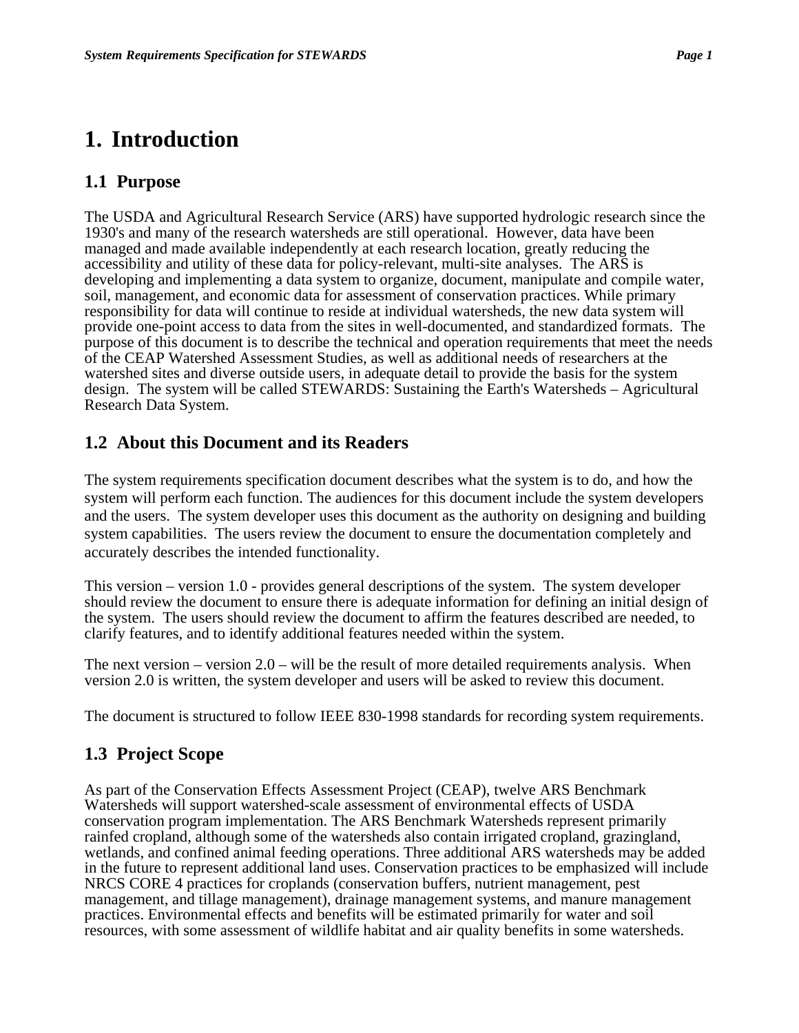# 1. Introduction

## 1.1 Purpose

The USDA and Agricultural Research Service (ARS) have supported hydrologic research since the 1930's and many of the research watersheds are still operational. However, data have been managed and made available independently at each research location, greatly reducing the accessibility and utility of these data for policy-relevant, multi-site analyses. The ARS is developing and implementing a data system to organize, document, manipulate and compile water, soil, management, and economic data for assessment of conservation practices. While primary responsibility for data will continue to reside at individual watersheds, the new data system will provide one-point access to data from the sites in well-documented, and standardized formats. The purpose of this document is to describe the technical and operation requirements that meet the needs of the CEAP Watershed Assessment Studies, as well as additional needs of researchers at the watershed sites and diverse outside users, in adequate detail to provide the basis for the system design. The system will be called STEWARDS: Sustaining the Earth's Watersheds – Agricultural Research Data System.

## 1.2 About this Document and its Readers

The system requirements specification document describes what the system is to do, and how the system will perform each function. The audiences for this document include the system developers and the users. The system developer uses this document as the authority on designing and building system capabilities. The users review the document to ensure the documentation completely and accurately describes the intended functionality.

This version – version 1.0 - provides general descriptions of the system. The system developer should review the document to ensure there is adequate information for defining an initial design of the system. The users should review the document to affirm the features described are needed, to clarify features, and to identify additional features needed within the system.

The next version – version 2.0 – will be the result of more detailed requirements analysis. When version 2.0 is written, the system developer and users will be asked to review this document.

The document is structured to follow IEEE 830-1998 standards for recording system requirements.

## 1.3 Project Scope

As part of the Conservation Effects Assessment Project (CEAP), twelve ARS Benchmark Watersheds will support watershed-scale assessment of environmental effects of USDA conservation program implementation. The ARS Benchmark Watersheds represent primarily rainfed cropland, although some of the watersheds also contain irrigated cropland, grazingland, wetlands, and confined animal feeding operations. Three additional ARS watersheds may be added in the future to represent additional land uses. Conservation practices to be emphasized will include NRCS CORE 4 practices for croplands (conservation buffers, nutrient management, pest management, and tillage management), drainage management systems, and manure management practices. Environmental effects and benefits will be estimated primarily for water and soil resources, with some assessment of wildlife habitat and air quality benefits in some watersheds.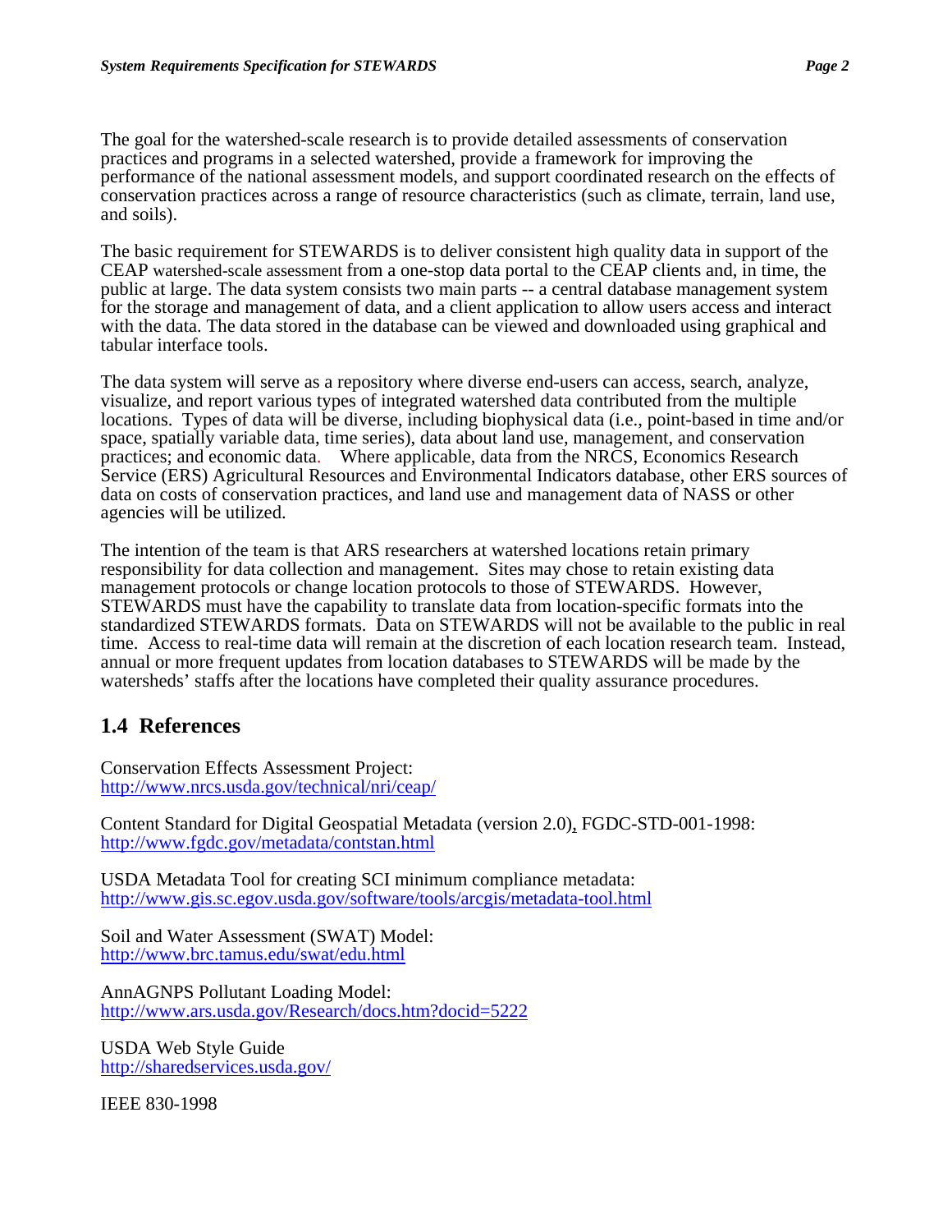The goal for the watershed-scale research is to provide detailed assessments of conservation practices and programs in a selected watershed, provide a framework for improving the performance of the national assessment models, and support coordinated research on the effects of conservation practices across a range of resource characteristics (such as climate, terrain, land use, and soils).

The basic requirement for STEWARDS is to deliver consistent high quality data in support of the CEAP watershed-scale assessment from a one-stop data portal to the CEAP clients and, in time, the public at large. The data system consists two main parts -- a central database management system for the storage and management of data, and a client application to allow users access and interact with the data. The data stored in the database can be viewed and downloaded using graphical and tabular interface tools.

The data system will serve as a repository where diverse end-users can access, search, analyze, visualize, and report various types of integrated watershed data contributed from the multiple locations. Types of data will be diverse, including biophysical data (i.e., point-based in time and/or space, spatially variable data, time series), data about land use, management, and conservation practices; and economic data. Where applicable, data from the NRCS, Economics Research Service (ERS) Agricultural Resources and Environmental Indicators database, other ERS sources of data on costs of conservation practices, and land use and management data of NASS or other agencies will be utilized.

The intention of the team is that ARS researchers at watershed locations retain primary responsibility for data collection and management. Sites may chose to retain existing data management protocols or change location protocols to those of STEWARDS. However, STEWARDS must have the capability to translate data from location-specific formats into the standardized STEWARDS formats. Data on STEWARDS will not be available to the public in real time. Access to real-time data will remain at the discretion of each location research team. Instead, annual or more frequent updates from location databases to STEWARDS will be made by the watersheds' staffs after the locations have completed their quality assurance procedures.

## 1.4 References

Conservation Effects Assessment Project:
http://www.nrcs.usda.gov/technical/nri/ceap/

Content Standard for Digital Geospatial Metadata (version 2.0), FGDC-STD-001-1998:
http://www.fgdc.gov/metadata/contstan.html

USDA Metadata Tool for creating SCI minimum compliance metadata:
http://www.gis.sc.egov.usda.gov/software/tools/arcgis/metadata-tool.html

Soil and Water Assessment (SWAT) Model:
http://www.brc.tamus.edu/swat/edu.html

AnnAGNPS Pollutant Loading Model:
http://www.ars.usda.gov/Research/docs.htm?docid=5222

USDA Web Style Guide
http://sharedservices.usda.gov/

IEEE 830-1998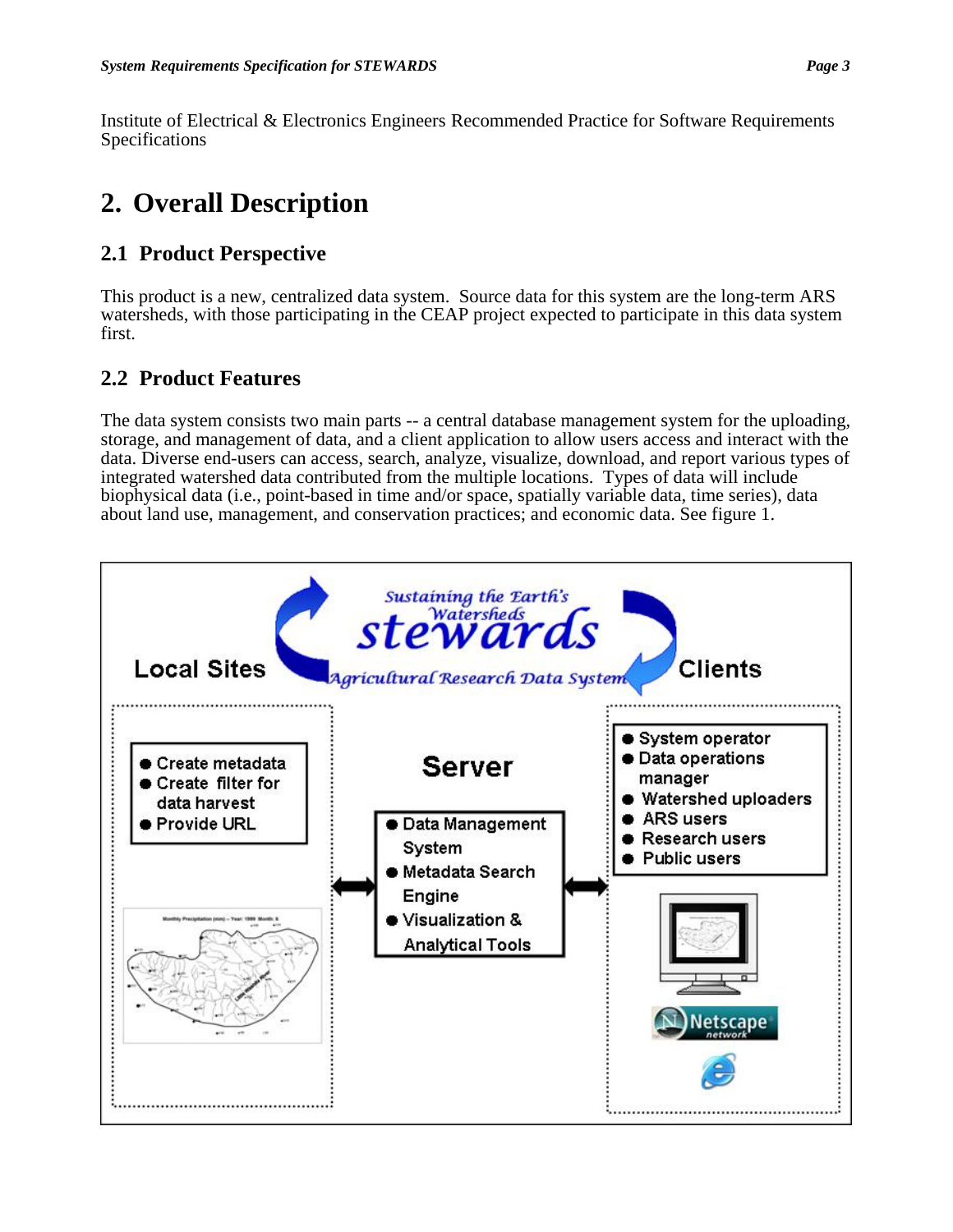Institute of Electrical & Electronics Engineers Recommended Practice for Software Requirements Specifications

# 2. Overall Description

## 2.1 Product Perspective

This product is a new, centralized data system. Source data for this system are the long-term ARS watersheds, with those participating in the CEAP project expected to participate in this data system first.

## 2.2 Product Features

The data system consists two main parts -- a central database management system for the uploading, storage, and management of data, and a client application to allow users access and interact with the data. Diverse end-users can access, search, analyze, visualize, download, and report various types of integrated watershed data contributed from the multiple locations. Types of data will include biophysical data (i.e., point-based in time and/or space, spatially variable data, time series), data about land use, management, and conservation practices; and economic data. See figure 1.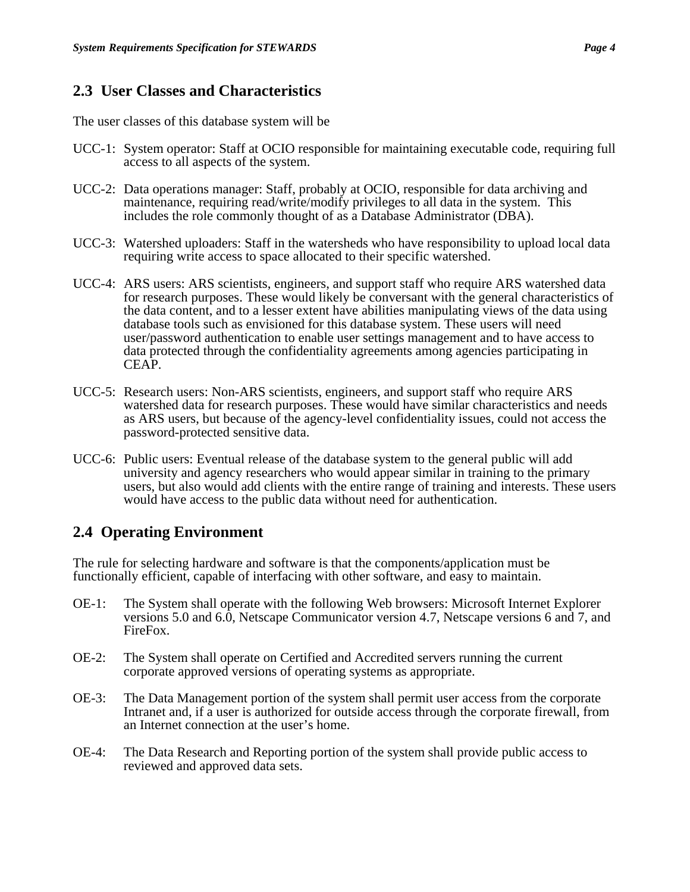## 2.3 User Classes and Characteristics

The user classes of this database system will be

UCC-1: System operator: Staff at OCIO responsible for maintaining executable code, requiring full access to all aspects of the system.

UCC-2: Data operations manager: Staff, probably at OCIO, responsible for data archiving and maintenance, requiring read/write/modify privileges to all data in the system. This includes the role commonly thought of as a Database Administrator (DBA).

UCC-3: Watershed uploaders: Staff in the watersheds who have responsibility to upload local data requiring write access to space allocated to their specific watershed.

UCC-4: ARS users: ARS scientists, engineers, and support staff who require ARS watershed data for research purposes. These would likely be conversant with the general characteristics of the data content, and to a lesser extent have abilities manipulating views of the data using database tools such as envisioned for this database system. These users will need user/password authentication to enable user settings management and to have access to data protected through the confidentiality agreements among agencies participating in CEAP.

UCC-5: Research users: Non-ARS scientists, engineers, and support staff who require ARS watershed data for research purposes. These would have similar characteristics and needs as ARS users, but because of the agency-level confidentiality issues, could not access the password-protected sensitive data.

UCC-6: Public users: Eventual release of the database system to the general public will add university and agency researchers who would appear similar in training to the primary users, but also would add clients with the entire range of training and interests. These users would have access to the public data without need for authentication.

## 2.4 Operating Environment

The rule for selecting hardware and software is that the components/application must be functionally efficient, capable of interfacing with other software, and easy to maintain.

OE-1: The System shall operate with the following Web browsers: Microsoft Internet Explorer versions 5.0 and 6.0, Netscape Communicator version 4.7, Netscape versions 6 and 7, and FireFox.

OE-2: The System shall operate on Certified and Accredited servers running the current corporate approved versions of operating systems as appropriate.

OE-3: The Data Management portion of the system shall permit user access from the corporate Intranet and, if a user is authorized for outside access through the corporate firewall, from an Internet connection at the user's home.

OE-4: The Data Research and Reporting portion of the system shall provide public access to reviewed and approved data sets.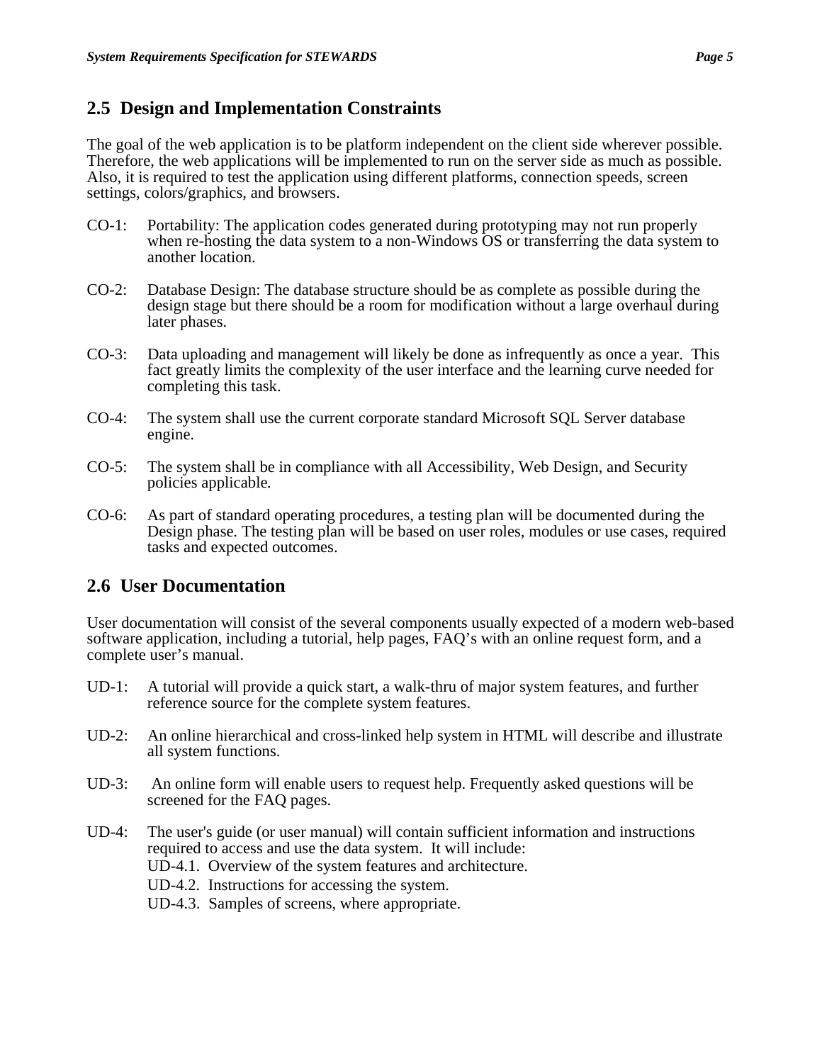## 2.5 Design and Implementation Constraints

The goal of the web application is to be platform independent on the client side wherever possible. Therefore, the web applications will be implemented to run on the server side as much as possible. Also, it is required to test the application using different platforms, connection speeds, screen settings, colors/graphics, and browsers.

CO-1: Portability: The application codes generated during prototyping may not run properly when re-hosting the data system to a non-Windows OS or transferring the data system to another location.

CO-2: Database Design: The database structure should be as complete as possible during the design stage but there should be a room for modification without a large overhaul during later phases.

CO-3: Data uploading and management will likely be done as infrequently as once a year. This fact greatly limits the complexity of the user interface and the learning curve needed for completing this task.

CO-4: The system shall use the current corporate standard Microsoft SQL Server database engine.

CO-5: The system shall be in compliance with all Accessibility, Web Design, and Security policies applicable.

CO-6: As part of standard operating procedures, a testing plan will be documented during the Design phase. The testing plan will be based on user roles, modules or use cases, required tasks and expected outcomes.

## 2.6 User Documentation

User documentation will consist of the several components usually expected of a modern web-based software application, including a tutorial, help pages, FAQ's with an online request form, and a complete user's manual.

UD-1: A tutorial will provide a quick start, a walk-thru of major system features, and further reference source for the complete system features.

UD-2: An online hierarchical and cross-linked help system in HTML will describe and illustrate all system functions.

UD-3: An online form will enable users to request help. Frequently asked questions will be screened for the FAQ pages.

UD-4: The user's guide (or user manual) will contain sufficient information and instructions required to access and use the data system. It will include:

UD-4.1. Overview of the system features and architecture.

UD-4.2. Instructions for accessing the system.

UD-4.3. Samples of screens, where appropriate.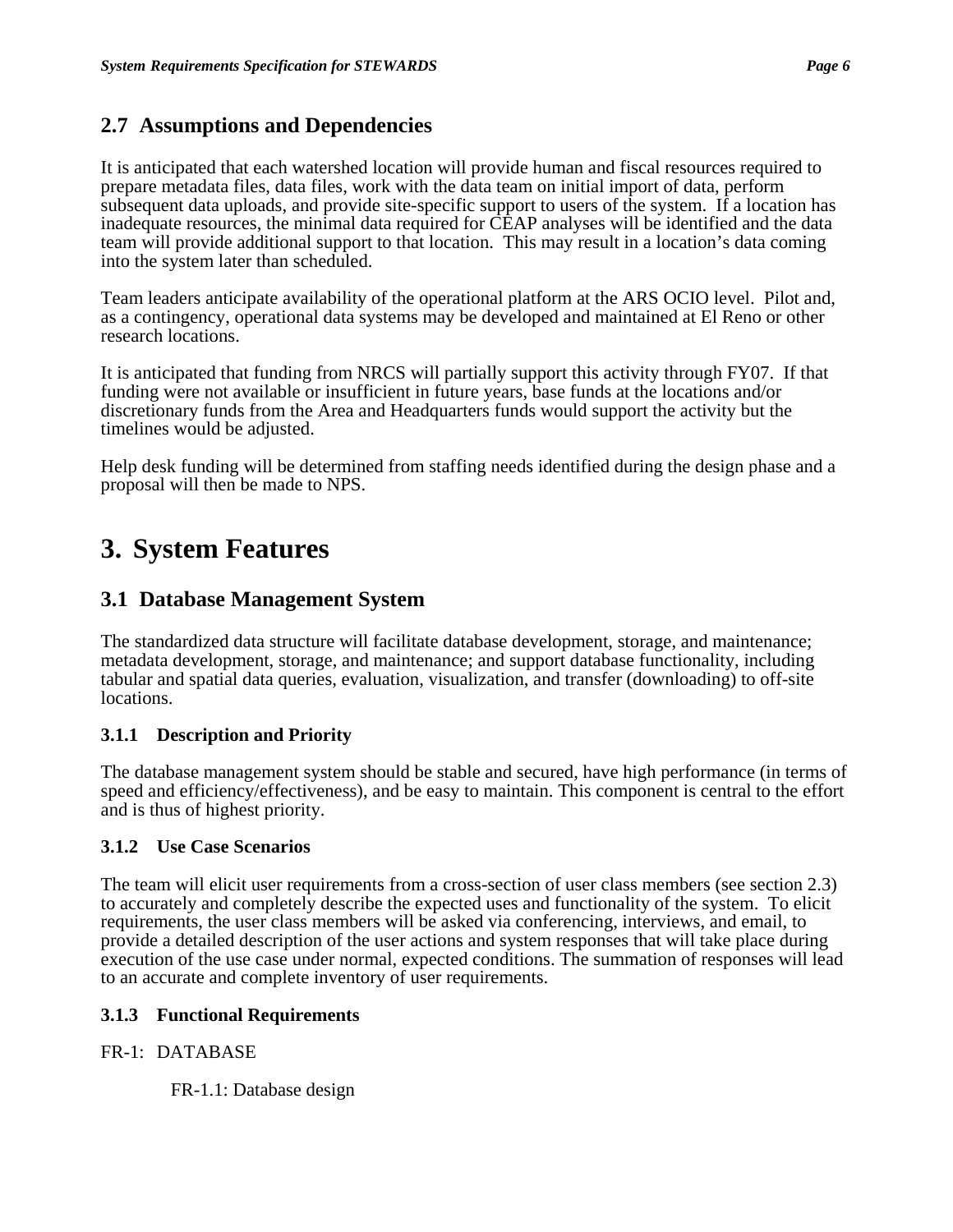## 2.7 Assumptions and Dependencies

It is anticipated that each watershed location will provide human and fiscal resources required to prepare metadata files, data files, work with the data team on initial import of data, perform subsequent data uploads, and provide site-specific support to users of the system. If a location has inadequate resources, the minimal data required for CEAP analyses will be identified and the data team will provide additional support to that location. This may result in a location's data coming into the system later than scheduled.

Team leaders anticipate availability of the operational platform at the ARS OCIO level. Pilot and, as a contingency, operational data systems may be developed and maintained at El Reno or other research locations.

It is anticipated that funding from NRCS will partially support this activity through FY07. If that funding were not available or insufficient in future years, base funds at the locations and/or discretionary funds from the Area and Headquarters funds would support the activity but the timelines would be adjusted.

Help desk funding will be determined from staffing needs identified during the design phase and a proposal will then be made to NPS.

# 3. System Features

## 3.1 Database Management System

The standardized data structure will facilitate database development, storage, and maintenance; metadata development, storage, and maintenance; and support database functionality, including tabular and spatial data queries, evaluation, visualization, and transfer (downloading) to off-site locations.

### 3.1.1 Description and Priority

The database management system should be stable and secured, have high performance (in terms of speed and efficiency/effectiveness), and be easy to maintain. This component is central to the effort and is thus of highest priority.

### 3.1.2 Use Case Scenarios

The team will elicit user requirements from a cross-section of user class members (see section 2.3) to accurately and completely describe the expected uses and functionality of the system. To elicit requirements, the user class members will be asked via conferencing, interviews, and email, to provide a detailed description of the user actions and system responses that will take place during execution of the use case under normal, expected conditions. The summation of responses will lead to an accurate and complete inventory of user requirements.

### 3.1.3 Functional Requirements

FR-1: DATABASE

FR-1.1: Database design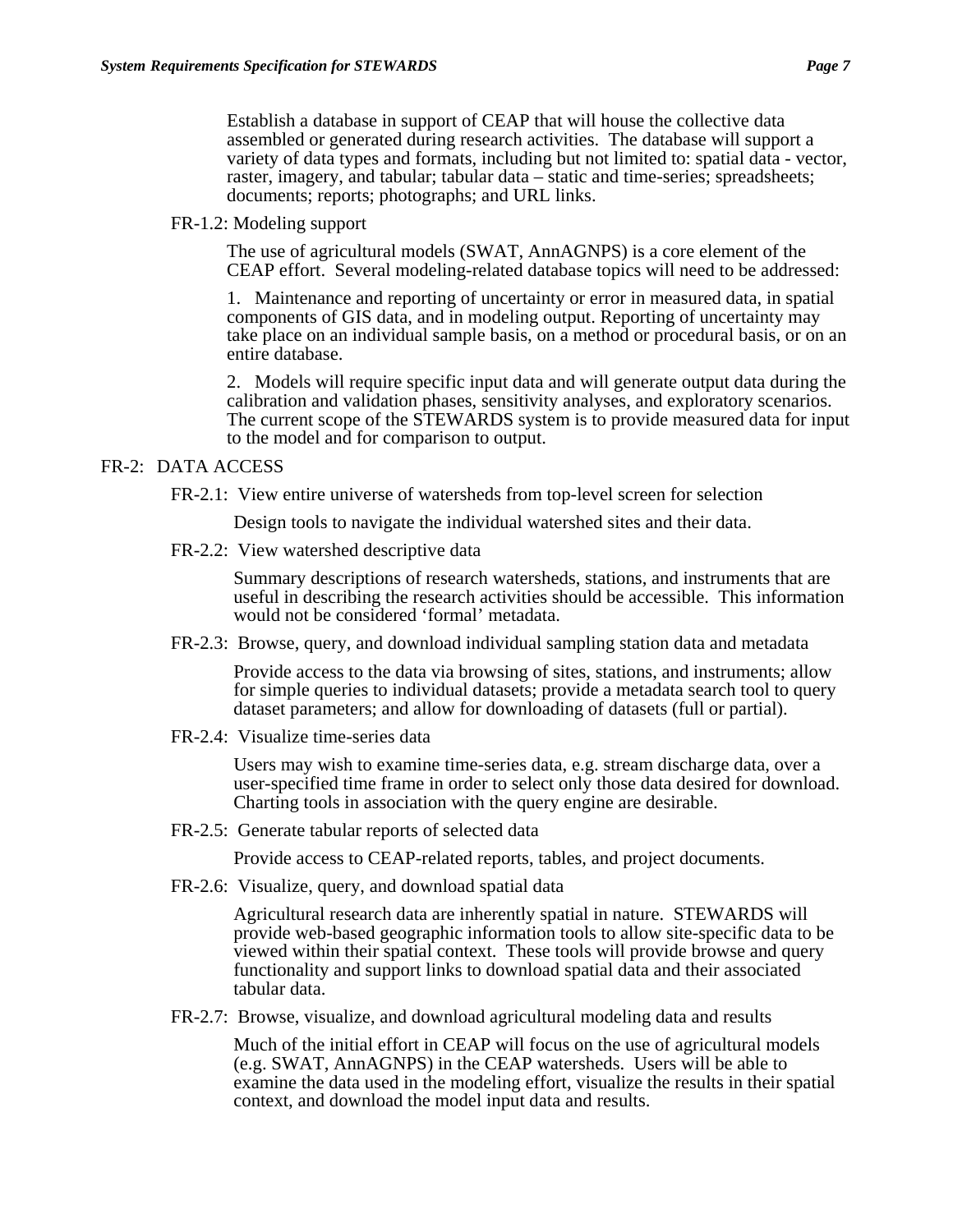Establish a database in support of CEAP that will house the collective data assembled or generated during research activities. The database will support a variety of data types and formats, including but not limited to: spatial data - vector, raster, imagery, and tabular; tabular data – static and time-series; spreadsheets; documents; reports; photographs; and URL links.

FR-1.2: Modeling support

The use of agricultural models (SWAT, AnnAGNPS) is a core element of the CEAP effort. Several modeling-related database topics will need to be addressed:

1. Maintenance and reporting of uncertainty or error in measured data, in spatial components of GIS data, and in modeling output. Reporting of uncertainty may take place on an individual sample basis, on a method or procedural basis, or on an entire database.

2. Models will require specific input data and will generate output data during the calibration and validation phases, sensitivity analyses, and exploratory scenarios. The current scope of the STEWARDS system is to provide measured data for input to the model and for comparison to output.

FR-2: DATA ACCESS

FR-2.1: View entire universe of watersheds from top-level screen for selection

Design tools to navigate the individual watershed sites and their data.

FR-2.2: View watershed descriptive data

Summary descriptions of research watersheds, stations, and instruments that are useful in describing the research activities should be accessible. This information would not be considered 'formal' metadata.

FR-2.3: Browse, query, and download individual sampling station data and metadata

Provide access to the data via browsing of sites, stations, and instruments; allow for simple queries to individual datasets; provide a metadata search tool to query dataset parameters; and allow for downloading of datasets (full or partial).

FR-2.4: Visualize time-series data

Users may wish to examine time-series data, e.g. stream discharge data, over a user-specified time frame in order to select only those data desired for download. Charting tools in association with the query engine are desirable.

FR-2.5: Generate tabular reports of selected data

Provide access to CEAP-related reports, tables, and project documents.

FR-2.6: Visualize, query, and download spatial data

Agricultural research data are inherently spatial in nature. STEWARDS will provide web-based geographic information tools to allow site-specific data to be viewed within their spatial context. These tools will provide browse and query functionality and support links to download spatial data and their associated tabular data.

FR-2.7: Browse, visualize, and download agricultural modeling data and results

Much of the initial effort in CEAP will focus on the use of agricultural models (e.g. SWAT, AnnAGNPS) in the CEAP watersheds. Users will be able to examine the data used in the modeling effort, visualize the results in their spatial context, and download the model input data and results.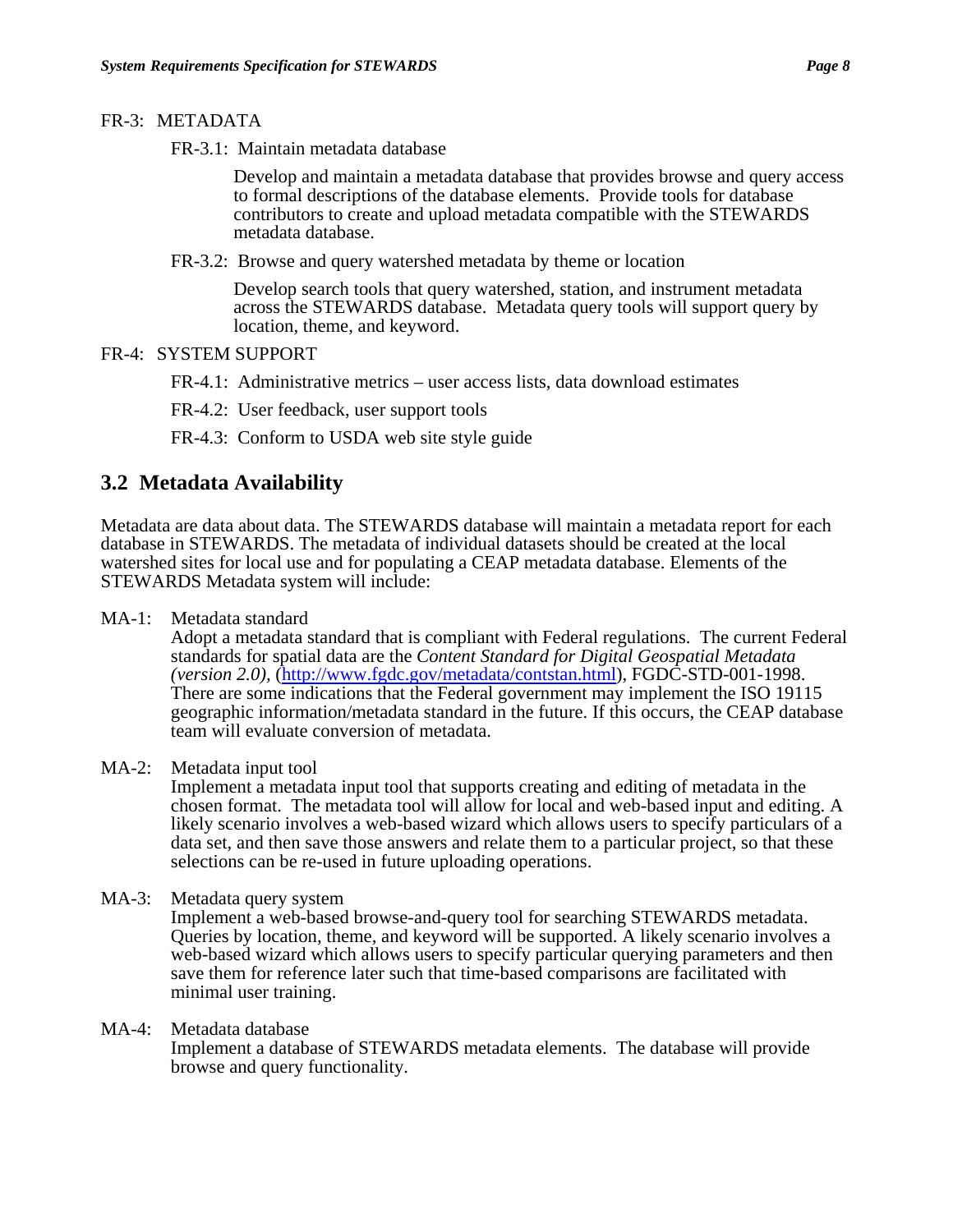FR-3: METADATA

FR-3.1: Maintain metadata database

Develop and maintain a metadata database that provides browse and query access to formal descriptions of the database elements. Provide tools for database contributors to create and upload metadata compatible with the STEWARDS metadata database.

FR-3.2: Browse and query watershed metadata by theme or location

Develop search tools that query watershed, station, and instrument metadata across the STEWARDS database. Metadata query tools will support query by location, theme, and keyword.

FR-4: SYSTEM SUPPORT

FR-4.1: Administrative metrics – user access lists, data download estimates

FR-4.2: User feedback, user support tools

FR-4.3: Conform to USDA web site style guide

## 3.2 Metadata Availability

Metadata are data about data. The STEWARDS database will maintain a metadata report for each database in STEWARDS. The metadata of individual datasets should be created at the local watershed sites for local use and for populating a CEAP metadata database. Elements of the STEWARDS Metadata system will include:

MA-1: Metadata standard
Adopt a metadata standard that is compliant with Federal regulations. The current Federal standards for spatial data are the *Content Standard for Digital Geospatial Metadata (version 2.0)*, (http://www.fgdc.gov/metadata/contstan.html), FGDC-STD-001-1998. There are some indications that the Federal government may implement the ISO 19115 geographic information/metadata standard in the future. If this occurs, the CEAP database team will evaluate conversion of metadata.

MA-2: Metadata input tool
Implement a metadata input tool that supports creating and editing of metadata in the chosen format. The metadata tool will allow for local and web-based input and editing. A likely scenario involves a web-based wizard which allows users to specify particulars of a data set, and then save those answers and relate them to a particular project, so that these selections can be re-used in future uploading operations.

MA-3: Metadata query system
Implement a web-based browse-and-query tool for searching STEWARDS metadata. Queries by location, theme, and keyword will be supported. A likely scenario involves a web-based wizard which allows users to specify particular querying parameters and then save them for reference later such that time-based comparisons are facilitated with minimal user training.

MA-4: Metadata database
Implement a database of STEWARDS metadata elements. The database will provide browse and query functionality.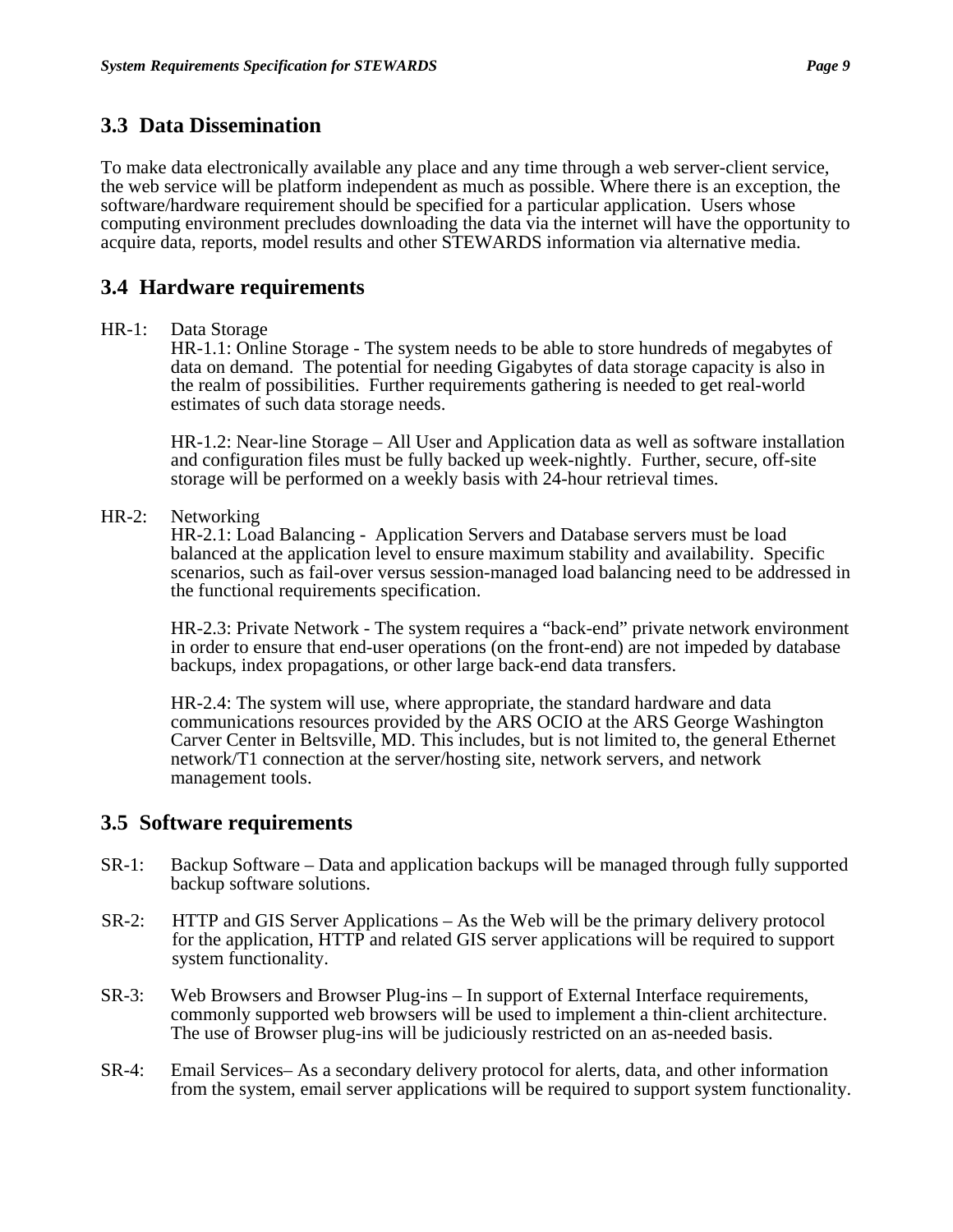## 3.3 Data Dissemination

To make data electronically available any place and any time through a web server-client service, the web service will be platform independent as much as possible. Where there is an exception, the software/hardware requirement should be specified for a particular application. Users whose computing environment precludes downloading the data via the internet will have the opportunity to acquire data, reports, model results and other STEWARDS information via alternative media.

## 3.4 Hardware requirements

HR-1: Data Storage

HR-1.1: Online Storage - The system needs to be able to store hundreds of megabytes of data on demand. The potential for needing Gigabytes of data storage capacity is also in the realm of possibilities. Further requirements gathering is needed to get real-world estimates of such data storage needs.

HR-1.2: Near-line Storage – All User and Application data as well as software installation and configuration files must be fully backed up week-nightly. Further, secure, off-site storage will be performed on a weekly basis with 24-hour retrieval times.

HR-2: Networking

HR-2.1: Load Balancing - Application Servers and Database servers must be load balanced at the application level to ensure maximum stability and availability. Specific scenarios, such as fail-over versus session-managed load balancing need to be addressed in the functional requirements specification.

HR-2.3: Private Network - The system requires a "back-end" private network environment in order to ensure that end-user operations (on the front-end) are not impeded by database backups, index propagations, or other large back-end data transfers.

HR-2.4: The system will use, where appropriate, the standard hardware and data communications resources provided by the ARS OCIO at the ARS George Washington Carver Center in Beltsville, MD. This includes, but is not limited to, the general Ethernet network/T1 connection at the server/hosting site, network servers, and network management tools.

## 3.5 Software requirements

SR-1: Backup Software – Data and application backups will be managed through fully supported backup software solutions.

SR-2: HTTP and GIS Server Applications – As the Web will be the primary delivery protocol for the application, HTTP and related GIS server applications will be required to support system functionality.

SR-3: Web Browsers and Browser Plug-ins – In support of External Interface requirements, commonly supported web browsers will be used to implement a thin-client architecture. The use of Browser plug-ins will be judiciously restricted on an as-needed basis.

SR-4: Email Services– As a secondary delivery protocol for alerts, data, and other information from the system, email server applications will be required to support system functionality.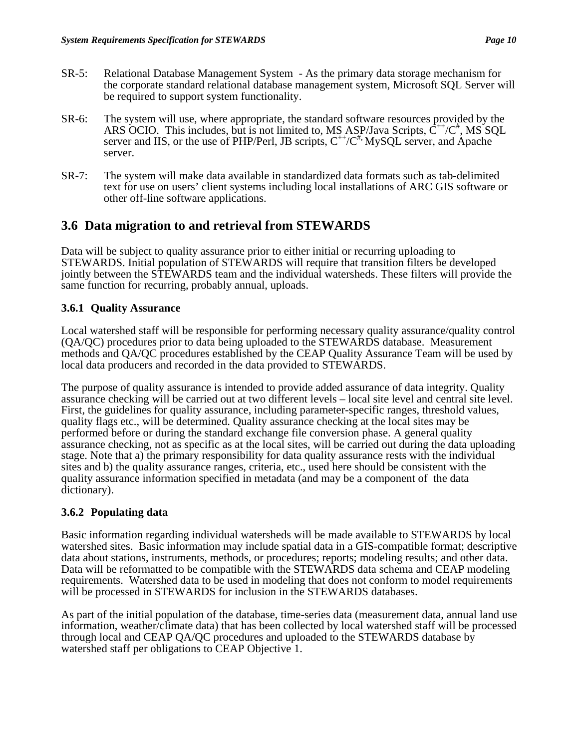SR-5: Relational Database Management System - As the primary data storage mechanism for the corporate standard relational database management system, Microsoft SQL Server will be required to support system functionality.

SR-6: The system will use, where appropriate, the standard software resources provided by the ARS OCIO. This includes, but is not limited to, MS ASP/Java Scripts, $C^{++}/C^{\#}$, MS SQL server and IIS, or the use of PHP/Perl, JB scripts, $C^{++}/C^{\#}$, MySQL server, and Apache server.

SR-7: The system will make data available in standardized data formats such as tab-delimited text for use on users' client systems including local installations of ARC GIS software or other off-line software applications.

## 3.6 Data migration to and retrieval from STEWARDS

Data will be subject to quality assurance prior to either initial or recurring uploading to STEWARDS. Initial population of STEWARDS will require that transition filters be developed jointly between the STEWARDS team and the individual watersheds. These filters will provide the same function for recurring, probably annual, uploads.

### 3.6.1 Quality Assurance

Local watershed staff will be responsible for performing necessary quality assurance/quality control (QA/QC) procedures prior to data being uploaded to the STEWARDS database. Measurement methods and QA/QC procedures established by the CEAP Quality Assurance Team will be used by local data producers and recorded in the data provided to STEWARDS.

The purpose of quality assurance is intended to provide added assurance of data integrity. Quality assurance checking will be carried out at two different levels – local site level and central site level. First, the guidelines for quality assurance, including parameter-specific ranges, threshold values, quality flags etc., will be determined. Quality assurance checking at the local sites may be performed before or during the standard exchange file conversion phase. A general quality assurance checking, not as specific as at the local sites, will be carried out during the data uploading stage. Note that a) the primary responsibility for data quality assurance rests with the individual sites and b) the quality assurance ranges, criteria, etc., used here should be consistent with the quality assurance information specified in metadata (and may be a component of the data dictionary).

### 3.6.2 Populating data

Basic information regarding individual watersheds will be made available to STEWARDS by local watershed sites. Basic information may include spatial data in a GIS-compatible format; descriptive data about stations, instruments, methods, or procedures; reports; modeling results; and other data. Data will be reformatted to be compatible with the STEWARDS data schema and CEAP modeling requirements. Watershed data to be used in modeling that does not conform to model requirements will be processed in STEWARDS for inclusion in the STEWARDS databases.

As part of the initial population of the database, time-series data (measurement data, annual land use information, weather/climate data) that has been collected by local watershed staff will be processed through local and CEAP QA/QC procedures and uploaded to the STEWARDS database by watershed staff per obligations to CEAP Objective 1.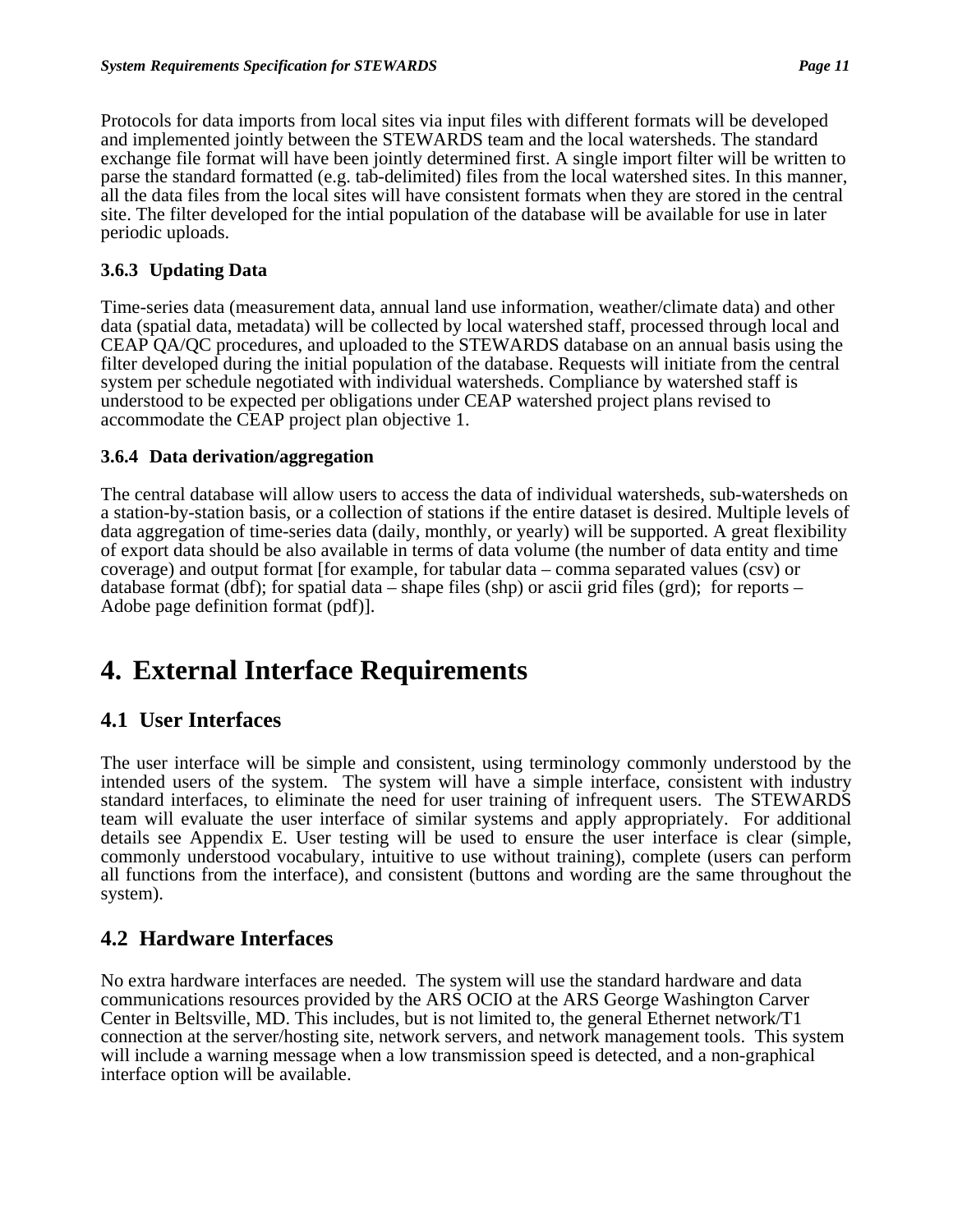Protocols for data imports from local sites via input files with different formats will be developed and implemented jointly between the STEWARDS team and the local watersheds. The standard exchange file format will have been jointly determined first. A single import filter will be written to parse the standard formatted (e.g. tab-delimited) files from the local watershed sites. In this manner, all the data files from the local sites will have consistent formats when they are stored in the central site. The filter developed for the intial population of the database will be available for use in later periodic uploads.

### 3.6.3 Updating Data

Time-series data (measurement data, annual land use information, weather/climate data) and other data (spatial data, metadata) will be collected by local watershed staff, processed through local and CEAP QA/QC procedures, and uploaded to the STEWARDS database on an annual basis using the filter developed during the initial population of the database. Requests will initiate from the central system per schedule negotiated with individual watersheds. Compliance by watershed staff is understood to be expected per obligations under CEAP watershed project plans revised to accommodate the CEAP project plan objective 1.

### 3.6.4 Data derivation/aggregation

The central database will allow users to access the data of individual watersheds, sub-watersheds on a station-by-station basis, or a collection of stations if the entire dataset is desired. Multiple levels of data aggregation of time-series data (daily, monthly, or yearly) will be supported. A great flexibility of export data should be also available in terms of data volume (the number of data entity and time coverage) and output format [for example, for tabular data – comma separated values (csv) or database format (dbf); for spatial data – shape files (shp) or ascii grid files (grd); for reports – Adobe page definition format (pdf)].

# 4. External Interface Requirements

## 4.1 User Interfaces

The user interface will be simple and consistent, using terminology commonly understood by the intended users of the system. The system will have a simple interface, consistent with industry standard interfaces, to eliminate the need for user training of infrequent users. The STEWARDS team will evaluate the user interface of similar systems and apply appropriately. For additional details see Appendix E. User testing will be used to ensure the user interface is clear (simple, commonly understood vocabulary, intuitive to use without training), complete (users can perform all functions from the interface), and consistent (buttons and wording are the same throughout the system).

## 4.2 Hardware Interfaces

No extra hardware interfaces are needed. The system will use the standard hardware and data communications resources provided by the ARS OCIO at the ARS George Washington Carver Center in Beltsville, MD. This includes, but is not limited to, the general Ethernet network/T1 connection at the server/hosting site, network servers, and network management tools. This system will include a warning message when a low transmission speed is detected, and a non-graphical interface option will be available.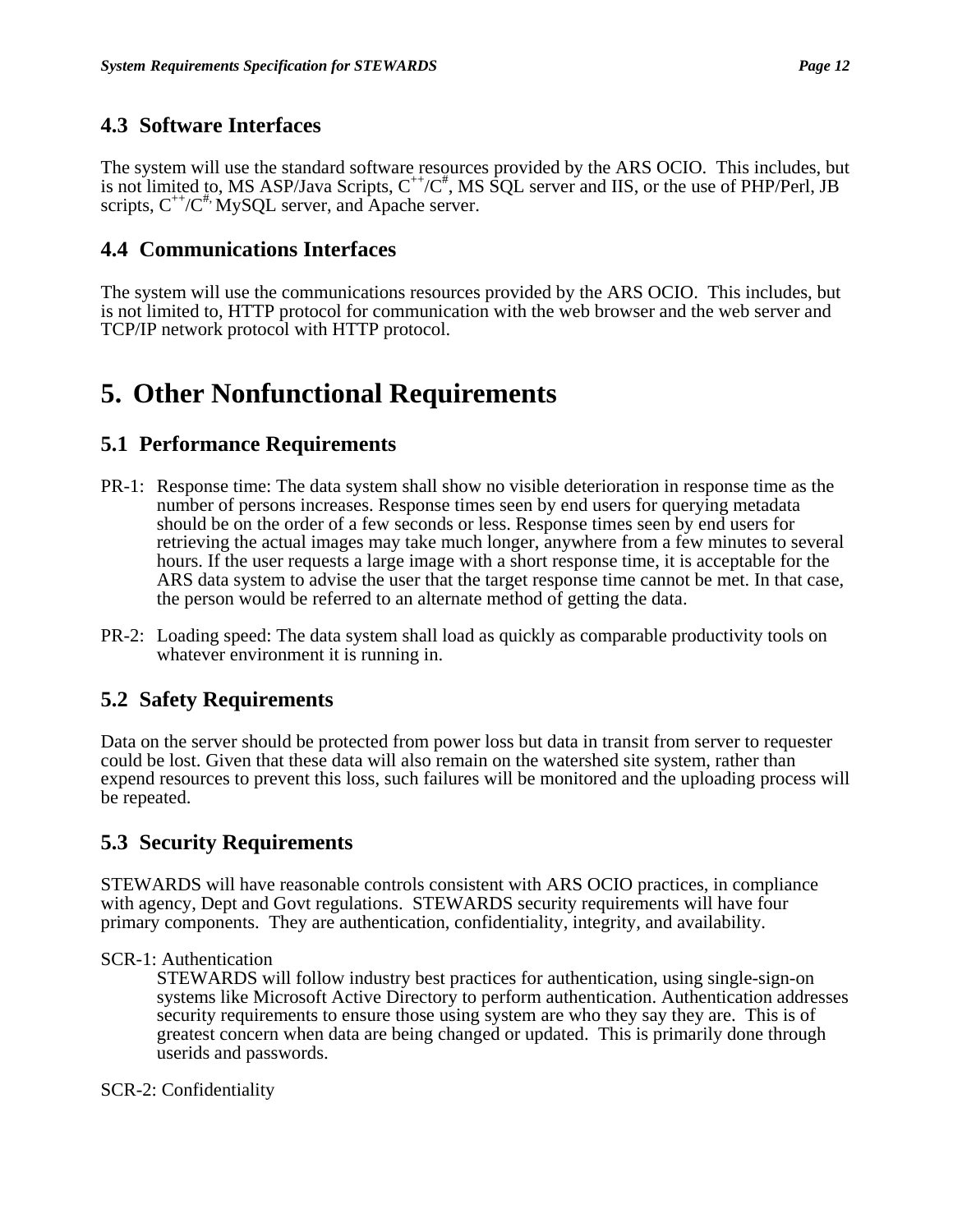## 4.3 Software Interfaces

The system will use the standard software resources provided by the ARS OCIO. This includes, but is not limited to, MS ASP/Java Scripts, $C^{++}/C^{\#}$, MS SQL server and IIS, or the use of PHP/Perl, JB scripts, $C^{++}/C^{\#}$, MySQL server, and Apache server.

## 4.4 Communications Interfaces

The system will use the communications resources provided by the ARS OCIO. This includes, but is not limited to, HTTP protocol for communication with the web browser and the web server and TCP/IP network protocol with HTTP protocol.

# 5. Other Nonfunctional Requirements

## 5.1 Performance Requirements

PR-1: Response time: The data system shall show no visible deterioration in response time as the number of persons increases. Response times seen by end users for querying metadata should be on the order of a few seconds or less. Response times seen by end users for retrieving the actual images may take much longer, anywhere from a few minutes to several hours. If the user requests a large image with a short response time, it is acceptable for the ARS data system to advise the user that the target response time cannot be met. In that case, the person would be referred to an alternate method of getting the data.

PR-2: Loading speed: The data system shall load as quickly as comparable productivity tools on whatever environment it is running in.

## 5.2 Safety Requirements

Data on the server should be protected from power loss but data in transit from server to requester could be lost. Given that these data will also remain on the watershed site system, rather than expend resources to prevent this loss, such failures will be monitored and the uploading process will be repeated.

## 5.3 Security Requirements

STEWARDS will have reasonable controls consistent with ARS OCIO practices, in compliance with agency, Dept and Govt regulations. STEWARDS security requirements will have four primary components. They are authentication, confidentiality, integrity, and availability.

SCR-1: Authentication

STEWARDS will follow industry best practices for authentication, using single-sign-on systems like Microsoft Active Directory to perform authentication. Authentication addresses security requirements to ensure those using system are who they say they are. This is of greatest concern when data are being changed or updated. This is primarily done through userids and passwords.

SCR-2: Confidentiality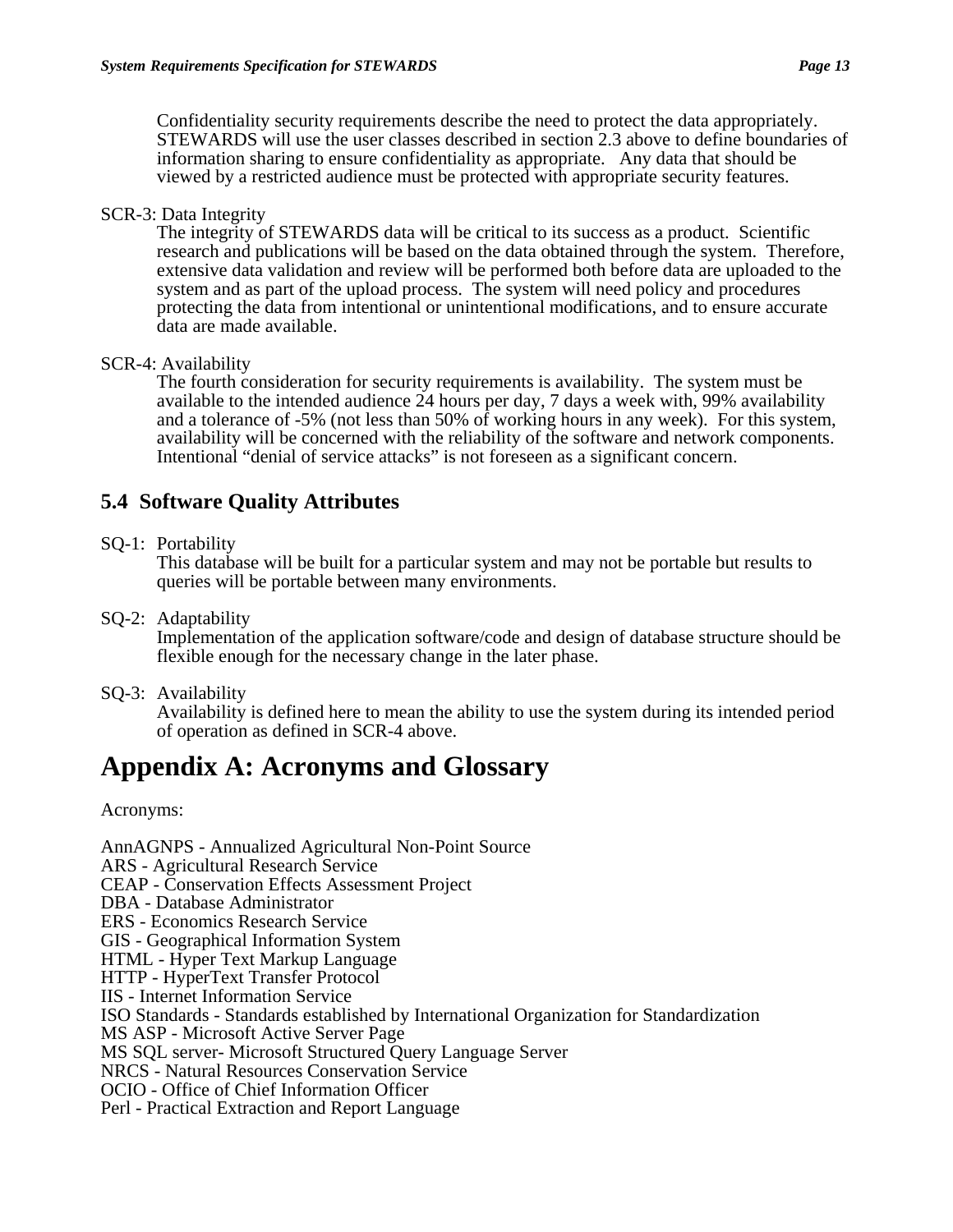Confidentiality security requirements describe the need to protect the data appropriately. STEWARDS will use the user classes described in section 2.3 above to define boundaries of information sharing to ensure confidentiality as appropriate. Any data that should be viewed by a restricted audience must be protected with appropriate security features.

SCR-3: Data Integrity

The integrity of STEWARDS data will be critical to its success as a product. Scientific research and publications will be based on the data obtained through the system. Therefore, extensive data validation and review will be performed both before data are uploaded to the system and as part of the upload process. The system will need policy and procedures protecting the data from intentional or unintentional modifications, and to ensure accurate data are made available.

SCR-4: Availability

The fourth consideration for security requirements is availability. The system must be available to the intended audience 24 hours per day, 7 days a week with, 99% availability and a tolerance of -5% (not less than 50% of working hours in any week). For this system, availability will be concerned with the reliability of the software and network components. Intentional “denial of service attacks” is not foreseen as a significant concern.

## 5.4 Software Quality Attributes

SQ-1: Portability

This database will be built for a particular system and may not be portable but results to queries will be portable between many environments.

SQ-2: Adaptability

Implementation of the application software/code and design of database structure should be flexible enough for the necessary change in the later phase.

SQ-3: Availability

Availability is defined here to mean the ability to use the system during its intended period of operation as defined in SCR-4 above.

# Appendix A: Acronyms and Glossary

Acronyms:

AnnAGNPS - Annualized Agricultural Non-Point Source
ARS - Agricultural Research Service
CEAP - Conservation Effects Assessment Project
DBA - Database Administrator
ERS - Economics Research Service
GIS - Geographical Information System
HTML - Hyper Text Markup Language
HTTP - HyperText Transfer Protocol
IIS - Internet Information Service
ISO Standards - Standards established by International Organization for Standardization
MS ASP - Microsoft Active Server Page
MS SQL server- Microsoft Structured Query Language Server
NRCS - Natural Resources Conservation Service
OCIO - Office of Chief Information Officer
Perl - Practical Extraction and Report Language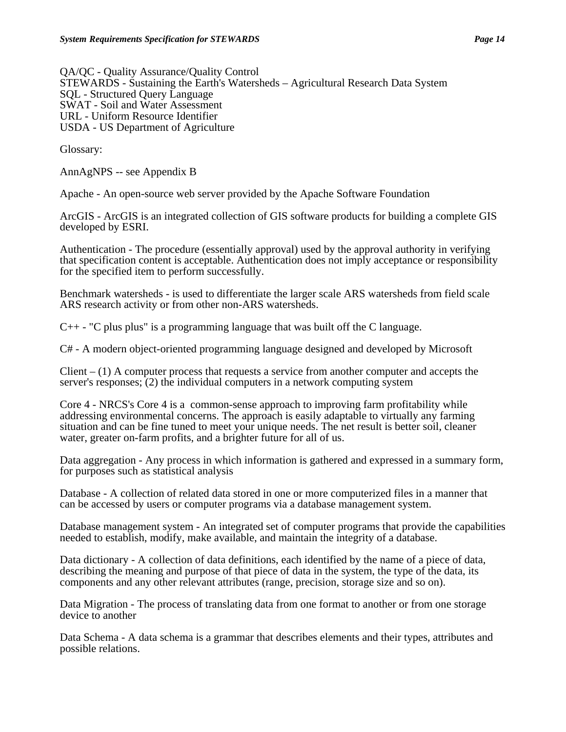QA/QC - Quality Assurance/Quality Control
STEWARDS - Sustaining the Earth's Watersheds – Agricultural Research Data System
SQL - Structured Query Language
SWAT - Soil and Water Assessment
URL - Uniform Resource Identifier
USDA - US Department of Agriculture

Glossary:

AnnAgNPS -- see Appendix B

Apache - An open-source web server provided by the Apache Software Foundation

ArcGIS - ArcGIS is an integrated collection of GIS software products for building a complete GIS developed by ESRI.

Authentication - The procedure (essentially approval) used by the approval authority in verifying that specification content is acceptable. Authentication does not imply acceptance or responsibility for the specified item to perform successfully.

Benchmark watersheds - is used to differentiate the larger scale ARS watersheds from field scale ARS research activity or from other non-ARS watersheds.

C++ - "C plus plus" is a programming language that was built off the C language.

C# - A modern object-oriented programming language designed and developed by Microsoft

Client – (1) A computer process that requests a service from another computer and accepts the server's responses; (2) the individual computers in a network computing system

Core 4 - NRCS's Core 4 is a  common-sense approach to improving farm profitability while addressing environmental concerns. The approach is easily adaptable to virtually any farming situation and can be fine tuned to meet your unique needs. The net result is better soil, cleaner water, greater on-farm profits, and a brighter future for all of us.

Data aggregation - Any process in which information is gathered and expressed in a summary form, for purposes such as statistical analysis

Database - A collection of related data stored in one or more computerized files in a manner that can be accessed by users or computer programs via a database management system.

Database management system - An integrated set of computer programs that provide the capabilities needed to establish, modify, make available, and maintain the integrity of a database.

Data dictionary - A collection of data definitions, each identified by the name of a piece of data, describing the meaning and purpose of that piece of data in the system, the type of the data, its components and any other relevant attributes (range, precision, storage size and so on).

Data Migration - The process of translating data from one format to another or from one storage device to another

Data Schema - A data schema is a grammar that describes elements and their types, attributes and possible relations.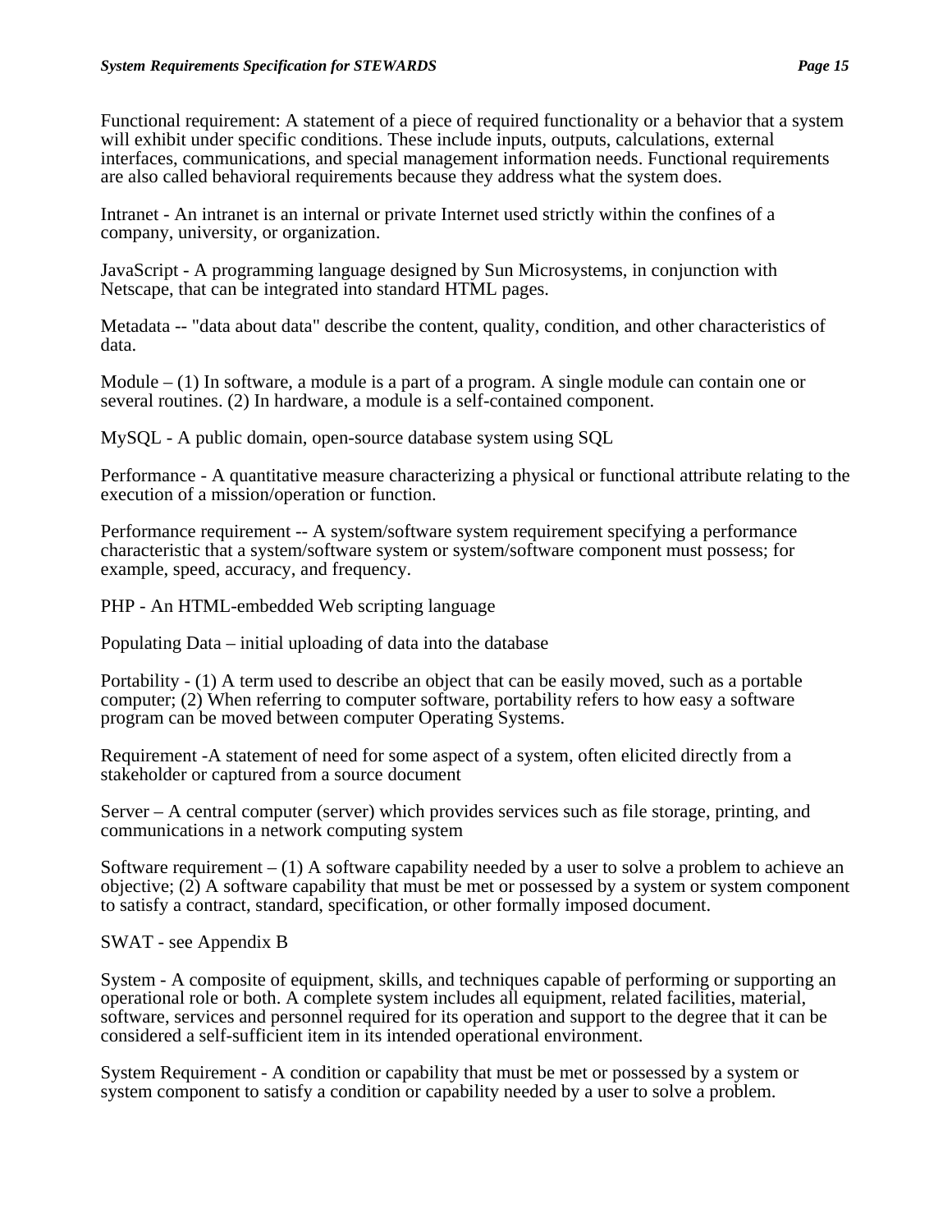Functional requirement: A statement of a piece of required functionality or a behavior that a system will exhibit under specific conditions. These include inputs, outputs, calculations, external interfaces, communications, and special management information needs. Functional requirements are also called behavioral requirements because they address what the system does.

Intranet - An intranet is an internal or private Internet used strictly within the confines of a company, university, or organization.

JavaScript - A programming language designed by Sun Microsystems, in conjunction with Netscape, that can be integrated into standard HTML pages.

Metadata -- "data about data" describe the content, quality, condition, and other characteristics of data.

Module – (1) In software, a module is a part of a program. A single module can contain one or several routines. (2) In hardware, a module is a self-contained component.

MySQL - A public domain, open-source database system using SQL

Performance - A quantitative measure characterizing a physical or functional attribute relating to the execution of a mission/operation or function.

Performance requirement -- A system/software system requirement specifying a performance characteristic that a system/software system or system/software component must possess; for example, speed, accuracy, and frequency.

PHP - An HTML-embedded Web scripting language

Populating Data – initial uploading of data into the database

Portability - (1) A term used to describe an object that can be easily moved, such as a portable computer; (2) When referring to computer software, portability refers to how easy a software program can be moved between computer Operating Systems.

Requirement -A statement of need for some aspect of a system, often elicited directly from a stakeholder or captured from a source document

Server – A central computer (server) which provides services such as file storage, printing, and communications in a network computing system

Software requirement – (1) A software capability needed by a user to solve a problem to achieve an objective; (2) A software capability that must be met or possessed by a system or system component to satisfy a contract, standard, specification, or other formally imposed document.

SWAT - see Appendix B

System - A composite of equipment, skills, and techniques capable of performing or supporting an operational role or both. A complete system includes all equipment, related facilities, material, software, services and personnel required for its operation and support to the degree that it can be considered a self-sufficient item in its intended operational environment.

System Requirement - A condition or capability that must be met or possessed by a system or system component to satisfy a condition or capability needed by a user to solve a problem.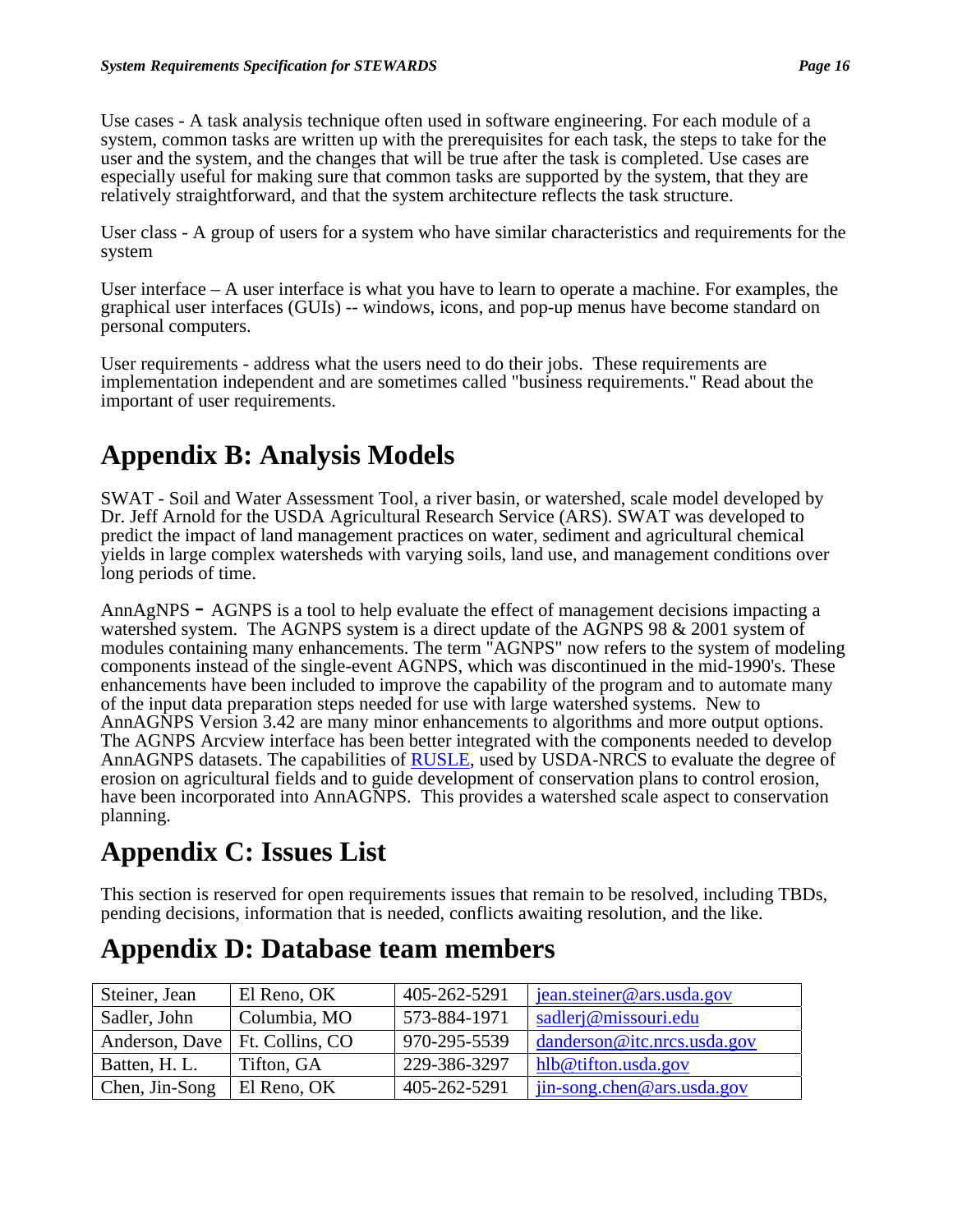Use cases - A task analysis technique often used in software engineering. For each module of a system, common tasks are written up with the prerequisites for each task, the steps to take for the user and the system, and the changes that will be true after the task is completed. Use cases are especially useful for making sure that common tasks are supported by the system, that they are relatively straightforward, and that the system architecture reflects the task structure.

User class - A group of users for a system who have similar characteristics and requirements for the system

User interface – A user interface is what you have to learn to operate a machine. For examples, the graphical user interfaces (GUIs) -- windows, icons, and pop-up menus have become standard on personal computers.

User requirements - address what the users need to do their jobs. These requirements are implementation independent and are sometimes called "business requirements." Read about the important of user requirements.

# Appendix B: Analysis Models

SWAT - Soil and Water Assessment Tool, a river basin, or watershed, scale model developed by Dr. Jeff Arnold for the USDA Agricultural Research Service (ARS). SWAT was developed to predict the impact of land management practices on water, sediment and agricultural chemical yields in large complex watersheds with varying soils, land use, and management conditions over long periods of time.

AnnAgNPS - AGNPS is a tool to help evaluate the effect of management decisions impacting a watershed system. The AGNPS system is a direct update of the AGNPS 98 & 2001 system of modules containing many enhancements. The term "AGNPS" now refers to the system of modeling components instead of the single-event AGNPS, which was discontinued in the mid-1990's. These enhancements have been included to improve the capability of the program and to automate many of the input data preparation steps needed for use with large watershed systems. New to AnnAGNPS Version 3.42 are many minor enhancements to algorithms and more output options. The AGNPS Arcview interface has been better integrated with the components needed to develop AnnAGNPS datasets. The capabilities of RUSLE, used by USDA-NRCS to evaluate the degree of erosion on agricultural fields and to guide development of conservation plans to control erosion, have been incorporated into AnnAGNPS. This provides a watershed scale aspect to conservation planning.

# Appendix C: Issues List

This section is reserved for open requirements issues that remain to be resolved, including TBDs, pending decisions, information that is needed, conflicts awaiting resolution, and the like.

# Appendix D: Database team members

| | | | |
|---|---|---|---|
| Steiner, Jean | El Reno, OK | 405-262-5291 | jean.steiner@ars.usda.gov |
| Sadler, John | Columbia, MO | 573-884-1971 | sadlerj@missouri.edu |
| Anderson, Dave | Ft. Collins, CO | 970-295-5539 | danderson@itc.nrcs.usda.gov |
| Batten, H. L. | Tifton, GA | 229-386-3297 | hlb@tifton.usda.gov |
| Chen, Jin-Song | El Reno, OK | 405-262-5291 | jin-song.chen@ars.usda.gov |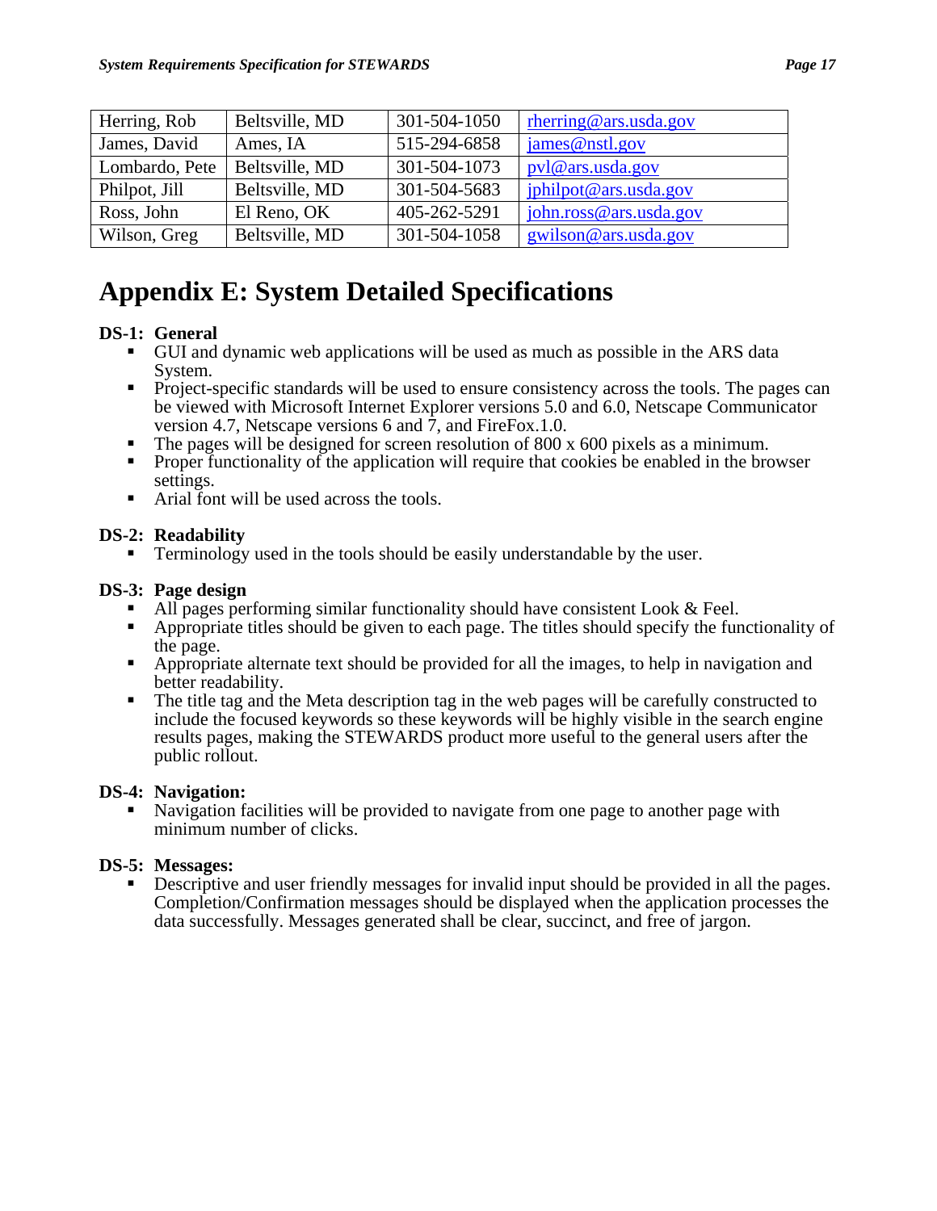| Herring, Rob | Beltsville, MD | 301-504-1050 | rherring@ars.usda.gov |
|---|---|---|---|
| James, David | Ames, IA | 515-294-6858 | james@nstl.gov |
| Lombardo, Pete | Beltsville, MD | 301-504-1073 | pvl@ars.usda.gov |
| Philpot, Jill | Beltsville, MD | 301-504-5683 | jphilpot@ars.usda.gov |
| Ross, John | El Reno, OK | 405-262-5291 | john.ross@ars.usda.gov |
| Wilson, Greg | Beltsville, MD | 301-504-1058 | gwilson@ars.usda.gov |

# Appendix E: System Detailed Specifications

**DS-1: General**

- GUI and dynamic web applications will be used as much as possible in the ARS data System.
- Project-specific standards will be used to ensure consistency across the tools. The pages can be viewed with Microsoft Internet Explorer versions 5.0 and 6.0, Netscape Communicator version 4.7, Netscape versions 6 and 7, and FireFox.1.0.
- The pages will be designed for screen resolution of 800 x 600 pixels as a minimum.
- Proper functionality of the application will require that cookies be enabled in the browser settings.
- Arial font will be used across the tools.

**DS-2: Readability**

- Terminology used in the tools should be easily understandable by the user.

**DS-3: Page design**

- All pages performing similar functionality should have consistent Look & Feel.
- Appropriate titles should be given to each page. The titles should specify the functionality of the page.
- Appropriate alternate text should be provided for all the images, to help in navigation and better readability.
- The title tag and the Meta description tag in the web pages will be carefully constructed to include the focused keywords so these keywords will be highly visible in the search engine results pages, making the STEWARDS product more useful to the general users after the public rollout.

**DS-4: Navigation:**

- Navigation facilities will be provided to navigate from one page to another page with minimum number of clicks.

**DS-5: Messages:**

- Descriptive and user friendly messages for invalid input should be provided in all the pages. Completion/Confirmation messages should be displayed when the application processes the data successfully. Messages generated shall be clear, succinct, and free of jargon.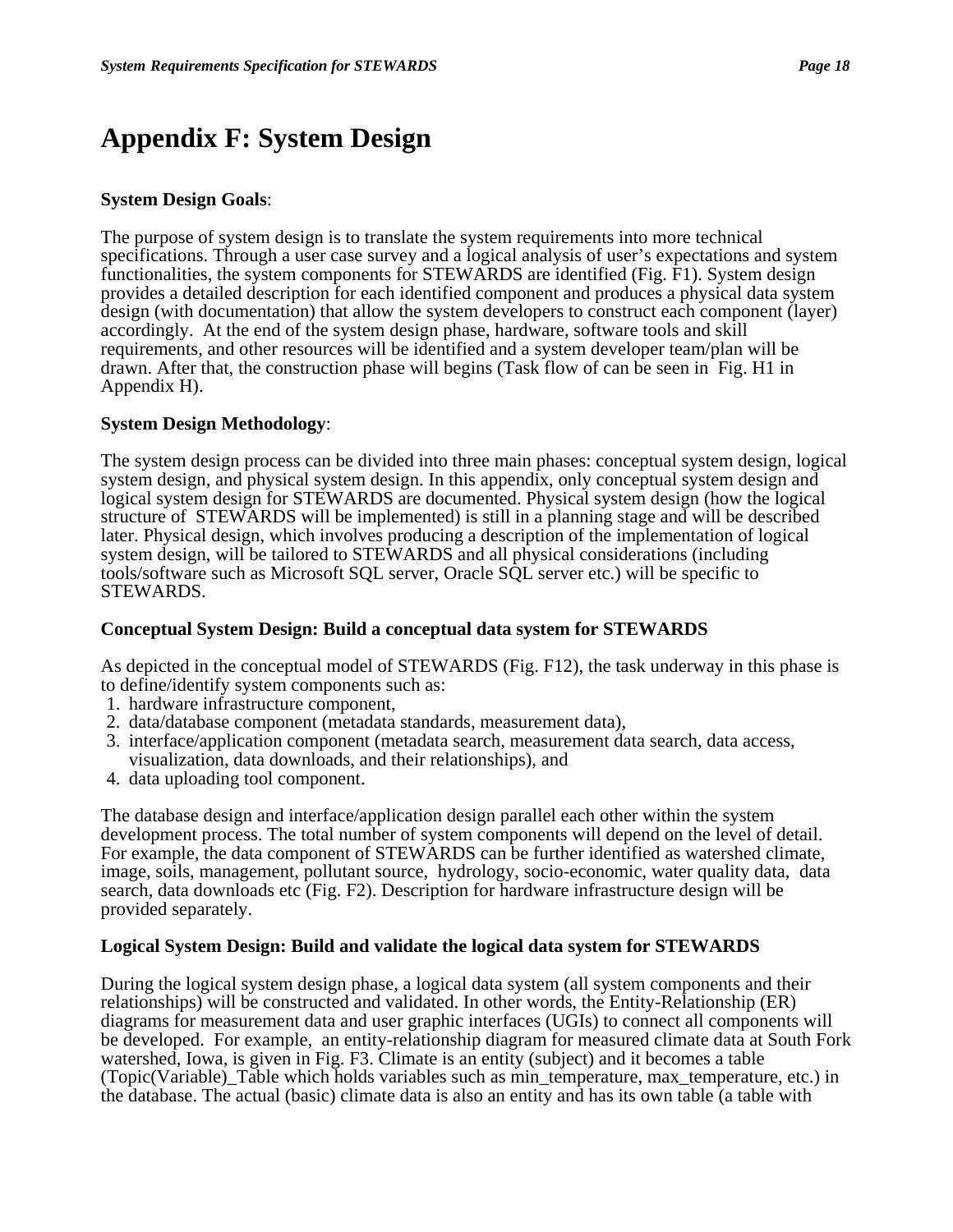# Appendix F: System Design

**System Design Goals**:

The purpose of system design is to translate the system requirements into more technical specifications. Through a user case survey and a logical analysis of user's expectations and system functionalities, the system components for STEWARDS are identified (Fig. F1). System design provides a detailed description for each identified component and produces a physical data system design (with documentation) that allow the system developers to construct each component (layer) accordingly. At the end of the system design phase, hardware, software tools and skill requirements, and other resources will be identified and a system developer team/plan will be drawn. After that, the construction phase will begins (Task flow of can be seen in Fig. H1 in Appendix H).

**System Design Methodology**:

The system design process can be divided into three main phases: conceptual system design, logical system design, and physical system design. In this appendix, only conceptual system design and logical system design for STEWARDS are documented. Physical system design (how the logical structure of STEWARDS will be implemented) is still in a planning stage and will be described later. Physical design, which involves producing a description of the implementation of logical system design, will be tailored to STEWARDS and all physical considerations (including tools/software such as Microsoft SQL server, Oracle SQL server etc.) will be specific to STEWARDS.

**Conceptual System Design: Build a conceptual data system for STEWARDS**

As depicted in the conceptual model of STEWARDS (Fig. F12), the task underway in this phase is to define/identify system components such as:

1. hardware infrastructure component,
2. data/database component (metadata standards, measurement data),
3. interface/application component (metadata search, measurement data search, data access, visualization, data downloads, and their relationships), and
4. data uploading tool component.

The database design and interface/application design parallel each other within the system development process. The total number of system components will depend on the level of detail. For example, the data component of STEWARDS can be further identified as watershed climate, image, soils, management, pollutant source, hydrology, socio-economic, water quality data, data search, data downloads etc (Fig. F2). Description for hardware infrastructure design will be provided separately.

**Logical System Design: Build and validate the logical data system for STEWARDS**

During the logical system design phase, a logical data system (all system components and their relationships) will be constructed and validated. In other words, the Entity-Relationship (ER) diagrams for measurement data and user graphic interfaces (UGIs) to connect all components will be developed. For example, an entity-relationship diagram for measured climate data at South Fork watershed, Iowa, is given in Fig. F3. Climate is an entity (subject) and it becomes a table (Topic(Variable)_Table which holds variables such as min_temperature, max_temperature, etc.) in the database. The actual (basic) climate data is also an entity and has its own table (a table with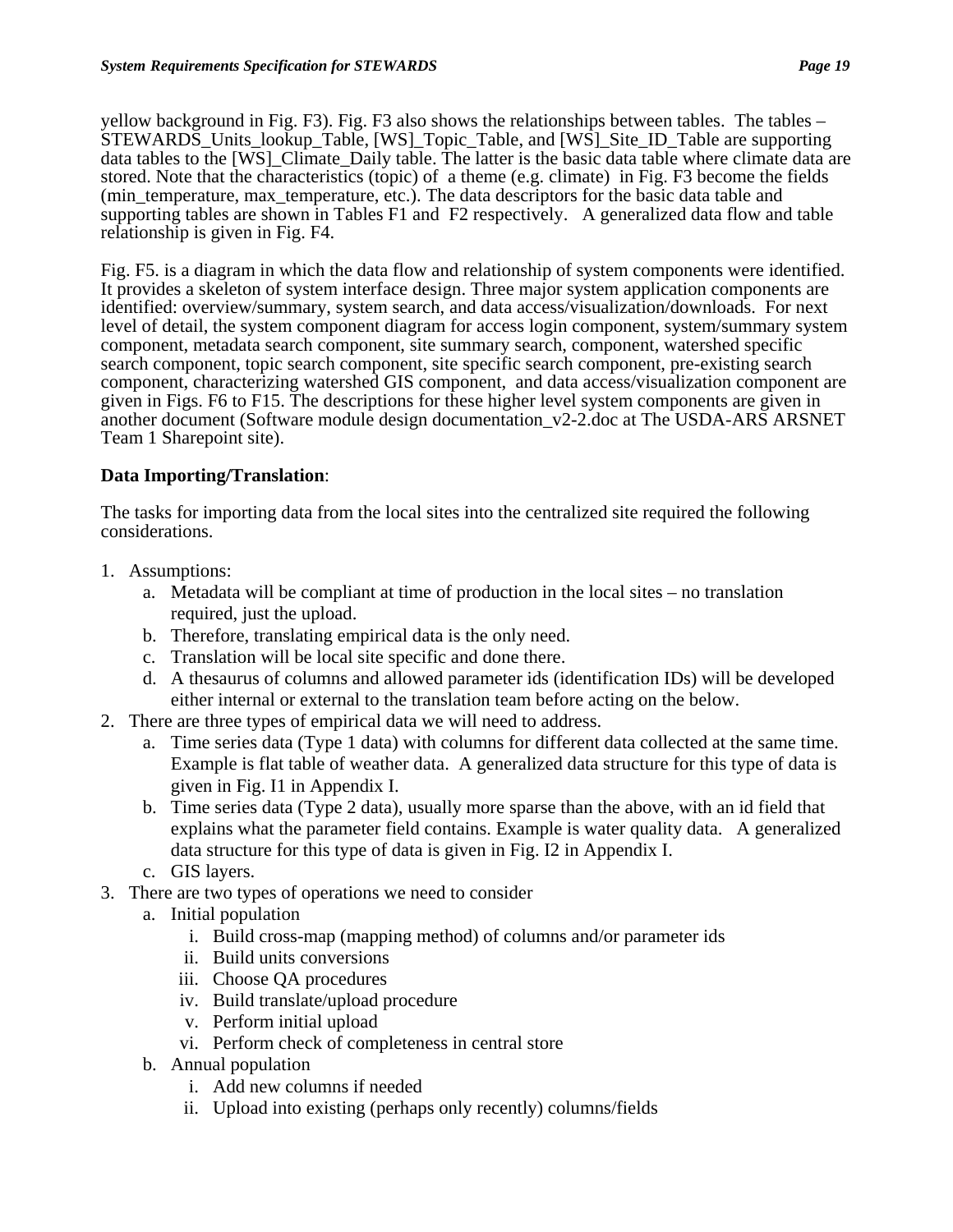yellow background in Fig. F3). Fig. F3 also shows the relationships between tables. The tables – STEWARDS_Units_lookup_Table, [WS]_Topic_Table, and [WS]_Site_ID_Table are supporting data tables to the [WS]_Climate_Daily table. The latter is the basic data table where climate data are stored. Note that the characteristics (topic) of a theme (e.g. climate) in Fig. F3 become the fields (min_temperature, max_temperature, etc.). The data descriptors for the basic data table and supporting tables are shown in Tables F1 and F2 respectively. A generalized data flow and table relationship is given in Fig. F4.

Fig. F5. is a diagram in which the data flow and relationship of system components were identified. It provides a skeleton of system interface design. Three major system application components are identified: overview/summary, system search, and data access/visualization/downloads. For next level of detail, the system component diagram for access login component, system/summary system component, metadata search component, site summary search, component, watershed specific search component, topic search component, site specific search component, pre-existing search component, characterizing watershed GIS component, and data access/visualization component are given in Figs. F6 to F15. The descriptions for these higher level system components are given in another document (Software module design documentation_v2-2.doc at The USDA-ARS ARSNET Team 1 Sharepoint site).

**Data Importing/Translation**:

The tasks for importing data from the local sites into the centralized site required the following considerations.

1. Assumptions:
    a. Metadata will be compliant at time of production in the local sites – no translation required, just the upload.
    b. Therefore, translating empirical data is the only need.
    c. Translation will be local site specific and done there.
    d. A thesaurus of columns and allowed parameter ids (identification IDs) will be developed either internal or external to the translation team before acting on the below.
2. There are three types of empirical data we will need to address.
    a. Time series data (Type 1 data) with columns for different data collected at the same time. Example is flat table of weather data. A generalized data structure for this type of data is given in Fig. I1 in Appendix I.
    b. Time series data (Type 2 data), usually more sparse than the above, with an id field that explains what the parameter field contains. Example is water quality data. A generalized data structure for this type of data is given in Fig. I2 in Appendix I.
    c. GIS layers.
3. There are two types of operations we need to consider
    a. Initial population
        i. Build cross-map (mapping method) of columns and/or parameter ids
        ii. Build units conversions
        iii. Choose QA procedures
        iv. Build translate/upload procedure
        v. Perform initial upload
        vi. Perform check of completeness in central store
    b. Annual population
        i. Add new columns if needed
        ii. Upload into existing (perhaps only recently) columns/fields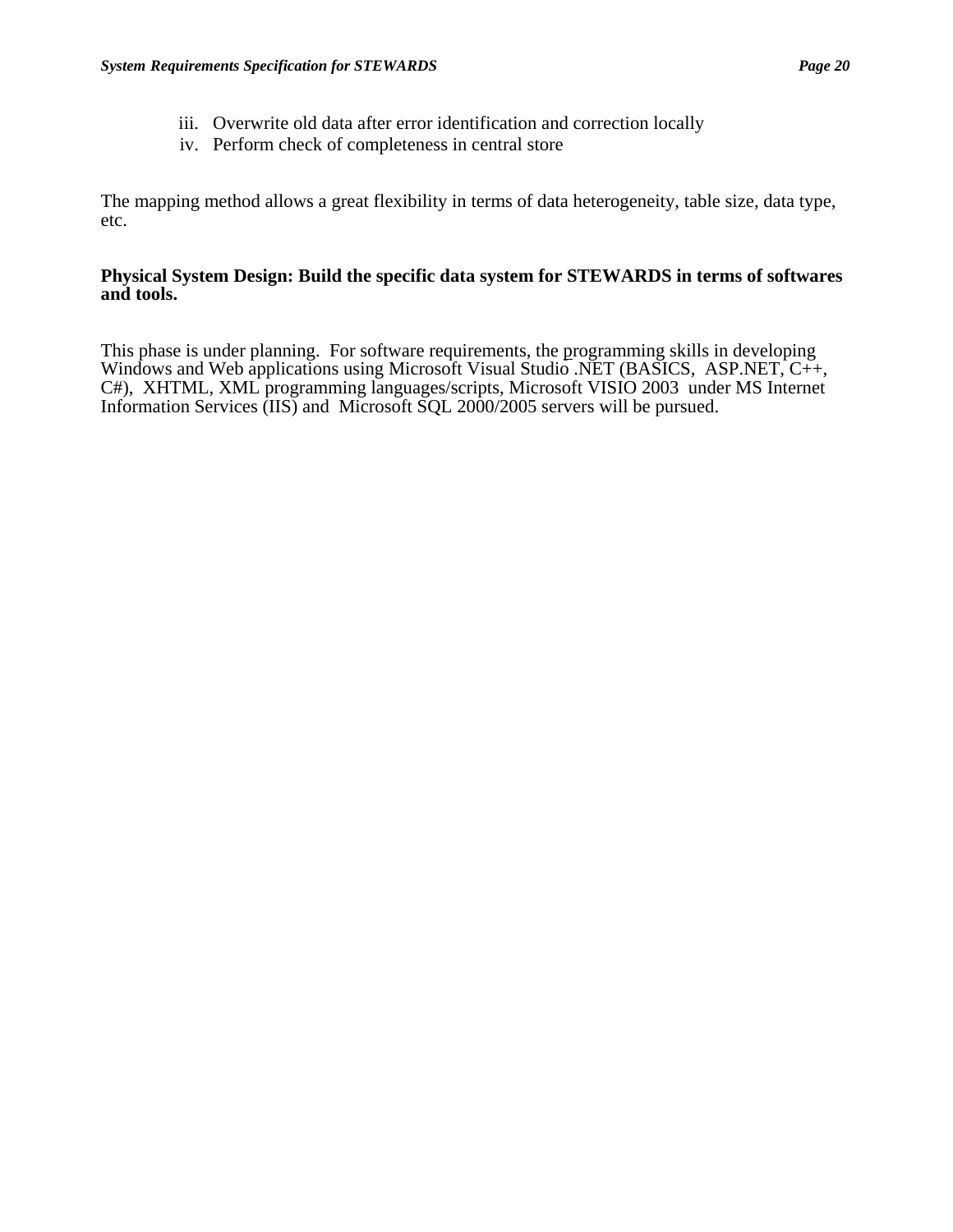iii. Overwrite old data after error identification and correction locally
iv. Perform check of completeness in central store

The mapping method allows a great flexibility in terms of data heterogeneity, table size, data type, etc.

**Physical System Design: Build the specific data system for STEWARDS in terms of softwares and tools.**

This phase is under planning. For software requirements, the programming skills in developing Windows and Web applications using Microsoft Visual Studio .NET (BASICS, ASP.NET, C++, C#), XHTML, XML programming languages/scripts, Microsoft VISIO 2003 under MS Internet Information Services (IIS) and Microsoft SQL 2000/2005 servers will be pursued.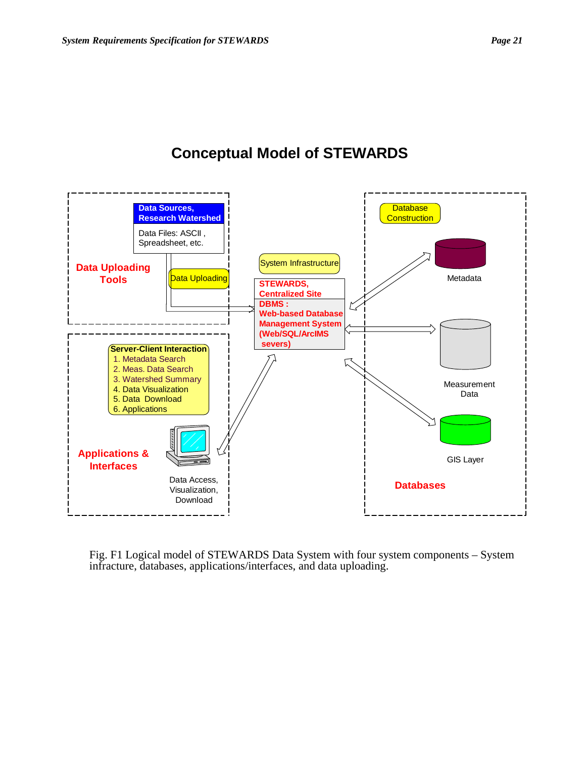## Conceptual Model of STEWARDS

**Data Uploading Tools**

**Data Sources, Research Watershed**

Data Files: ASCII , Spreadsheet, etc.

Data Uploading

System Infrastructure

**STEWARDS, Centralized Site**

**DBMS : Web-based Database Management System (Web/SQL/ArcIMS severs)**

Database Construction

Metadata

Measurement Data

GIS Layer

**Databases**

**Server-Client Interaction**

1. Metadata Search
2. Meas. Data Search
3. Watershed Summary
4. Data Visualization
5. Data Download
6. Applications

**Applications & Interfaces**

Data Access, Visualization, Download

Fig. F1 Logical model of STEWARDS Data System with four system components – System infracture, databases, applications/interfaces, and data uploading.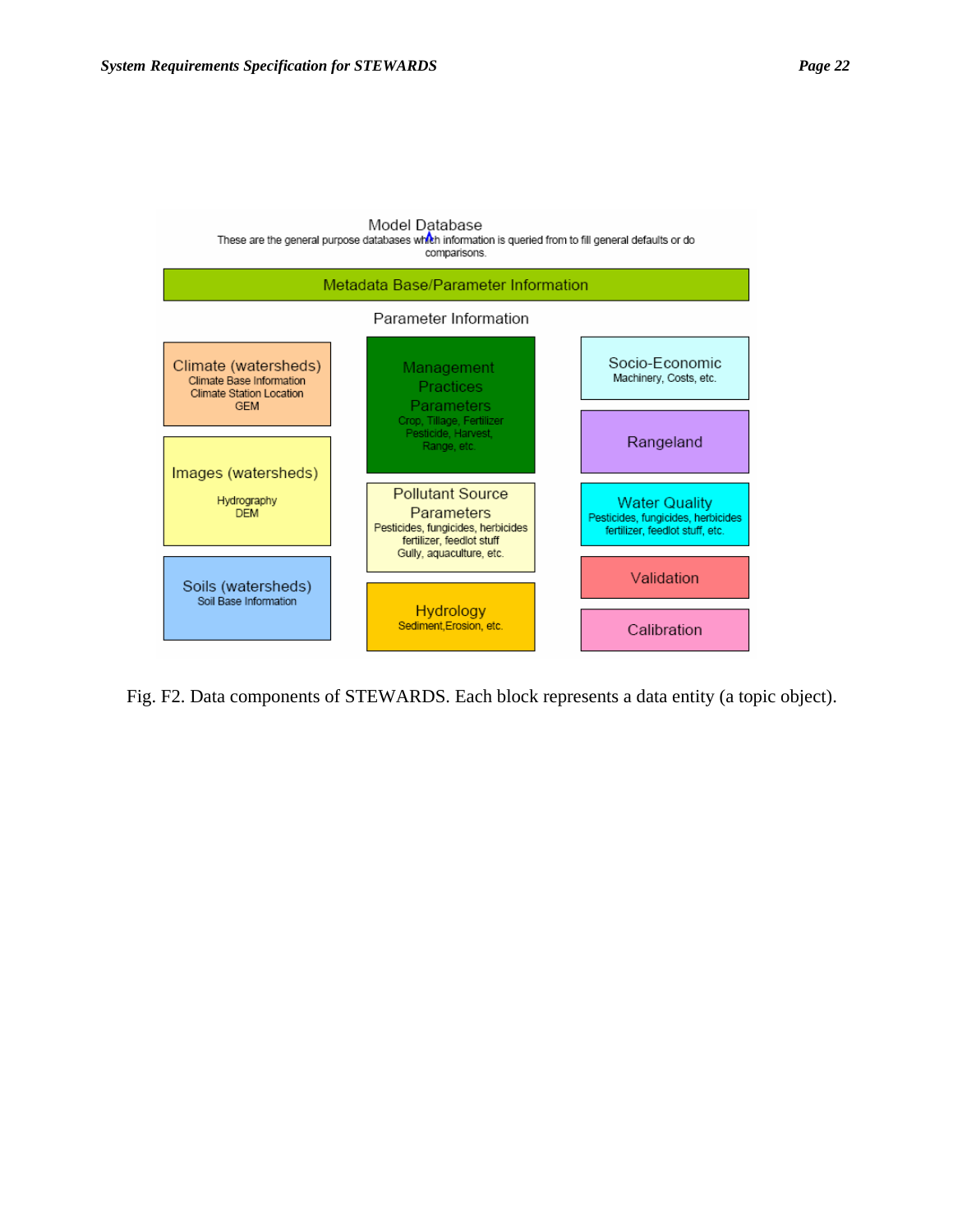Model Database

These are the general purpose databases which information is queried from to fill general defaults or do comparisons.

**Metadata Base/Parameter Information**

Parameter Information

- **Climate (watersheds)**: Climate Base Information, Climate Station Location, GEM
- **Images (watersheds)**: Hydrography, DEM
- **Soils (watersheds)**: Soil Base Information
- **Management Practices Parameters**: Crop, Tillage, Fertilizer, Pesticide, Harvest, Range, etc.
- **Pollutant Source Parameters**: Pesticides, fungicides, herbicides, fertilizer, feedlot stuff, Gully, aquaculture, etc.
- **Hydrology**: Sediment, Erosion, etc.
- **Socio-Economic**: Machinery, Costs, etc.
- **Rangeland**
- **Water Quality**: Pesticides, fungicides, herbicides, fertilizer, feedlot stuff, etc.
- **Validation**
- **Calibration**

Fig. F2. Data components of STEWARDS. Each block represents a data entity (a topic object).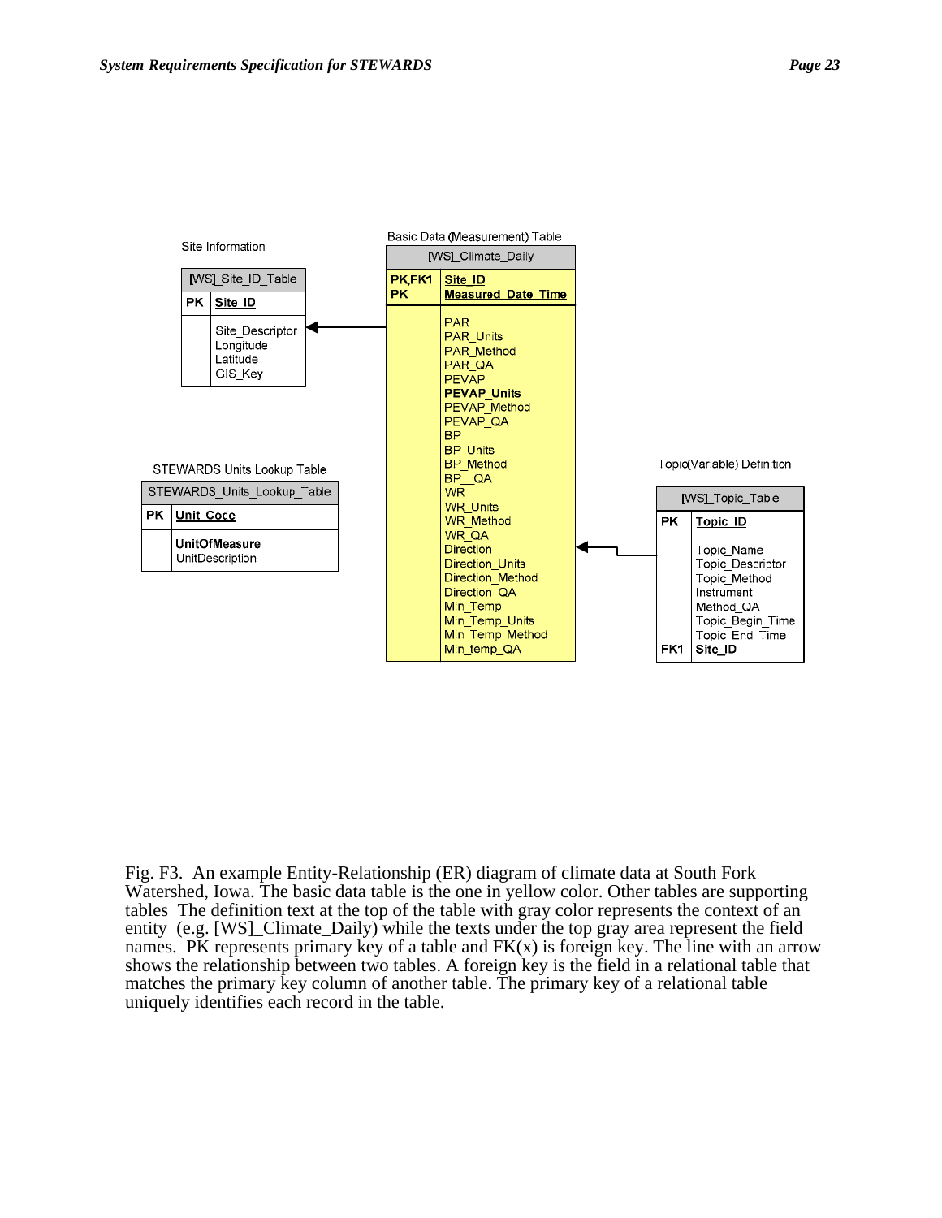Site Information

| [WS]_Site_ID_Table | |
|---|---|
| PK | Site_ID |
| | Site_Descriptor<br>Longitude<br>Latitude<br>GIS_Key |

Basic Data (Measurement) Table

| [WS]_Climate_Daily | |
|---|---|
| PK,FK1<br>PK | Site_ID<br>Measured_Date_Time |
| | PAR<br>PAR_Units<br>PAR_Method<br>PAR_QA<br>PEVAP<br>**PEVAP_Units**<br>PEVAP_Method<br>PEVAP_QA<br>BP<br>BP_Units<br>BP_Method<br>BP__QA<br>WR<br>WR_Units<br>WR_Method<br>WR_QA<br>Direction<br>Direction_Units<br>Direction_Method<br>Direction_QA<br>Min_Temp<br>Min_Temp_Units<br>Min_Temp_Method<br>Min_temp_QA |

STEWARDS Units Lookup Table

| STEWARDS_Units_Lookup_Table | |
|---|---|
| PK | Unit_Code |
| | **UnitOfMeasure**<br>UnitDescription |

Topic(Variable) Definition

| [WS]_Topic_Table | |
|---|---|
| PK | Topic_ID |
| | Topic_Name<br>Topic_Descriptor<br>Topic_Method<br>Instrument<br>Method_QA<br>Topic_Begin_Time<br>Topic_End_Time |
| FK1 | **Site_ID** |

Fig. F3. An example Entity-Relationship (ER) diagram of climate data at South Fork Watershed, Iowa. The basic data table is the one in yellow color. Other tables are supporting tables The definition text at the top of the table with gray color represents the context of an entity (e.g. [WS]_Climate_Daily) while the texts under the top gray area represent the field names. PK represents primary key of a table and FK(x) is foreign key. The line with an arrow shows the relationship between two tables. A foreign key is the field in a relational table that matches the primary key column of another table. The primary key of a relational table uniquely identifies each record in the table.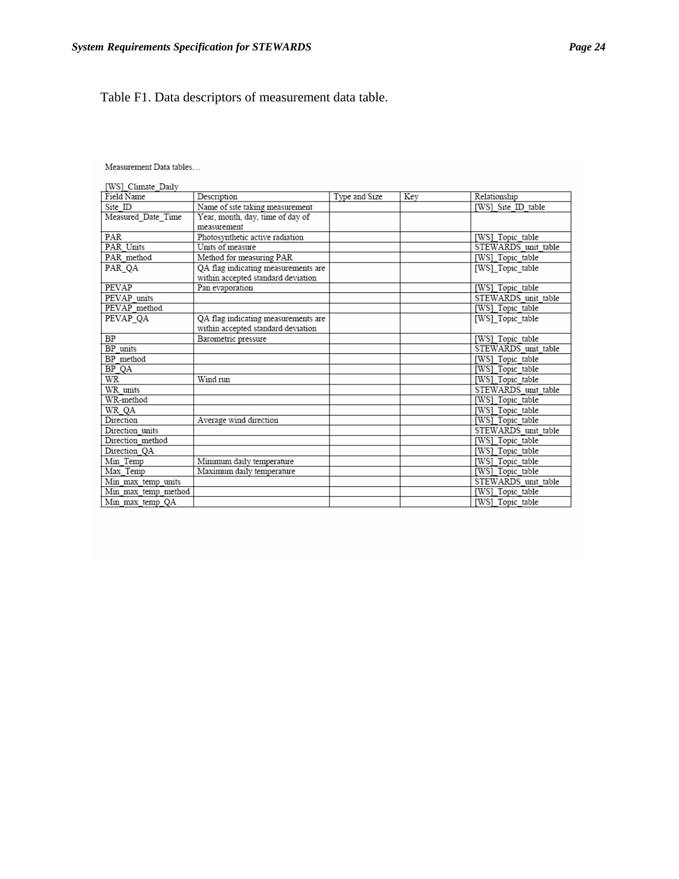Table F1. Data descriptors of measurement data table.

Measurement Data tables…

[WS]_Climate_Daily

| Field Name | Description | Type and Size | Key | Relationship |
|---|---|---|---|---|
| Site_ID | Name of site taking measurement | | | [WS]_Site_ID_table |
| Measured_Date_Time | Year, month, day, time of day of measurement | | | |
| PAR | Photosynthetic active radiation | | | [WS]_Topic_table |
| PAR_Units | Units of measure | | | STEWARDS_unit_table |
| PAR_method | Method for measuring PAR | | | [WS]_Topic_table |
| PAR_QA | QA flag indicating measurements are within accepted standard deviation | | | [WS]_Topic_table |
| PEVAP | Pan evaporation | | | [WS]_Topic_table |
| PEVAP_units | | | | STEWARDS_unit_table |
| PEVAP_method | | | | [WS]_Topic_table |
| PEVAP_QA | QA flag indicating measurements are within accepted standard deviation | | | [WS]_Topic_table |
| BP | Barometric pressure | | | [WS]_Topic_table |
| BP_units | | | | STEWARDS_unit_table |
| BP_method | | | | [WS]_Topic_table |
| BP_QA | | | | [WS]_Topic_table |
| WR | Wind run | | | [WS]_Topic_table |
| WR_units | | | | STEWARDS_unit_table |
| WR-method | | | | [WS]_Topic_table |
| WR_QA | | | | [WS]_Topic_table |
| Direction | Average wind direction | | | [WS]_Topic_table |
| Direction_units | | | | STEWARDS_unit_table |
| Direction_method | | | | [WS]_Topic_table |
| Direction_QA | | | | [WS]_Topic_table |
| Min_Temp | Minimum daily temperature | | | [WS]_Topic_table |
| Max_Temp | Maximum daily temperature | | | [WS]_Topic_table |
| Min_max_temp_units | | | | STEWARDS_unit_table |
| Min_max_temp_method | | | | [WS]_Topic_table |
| Min_max_temp_QA | | | | [WS]_Topic_table |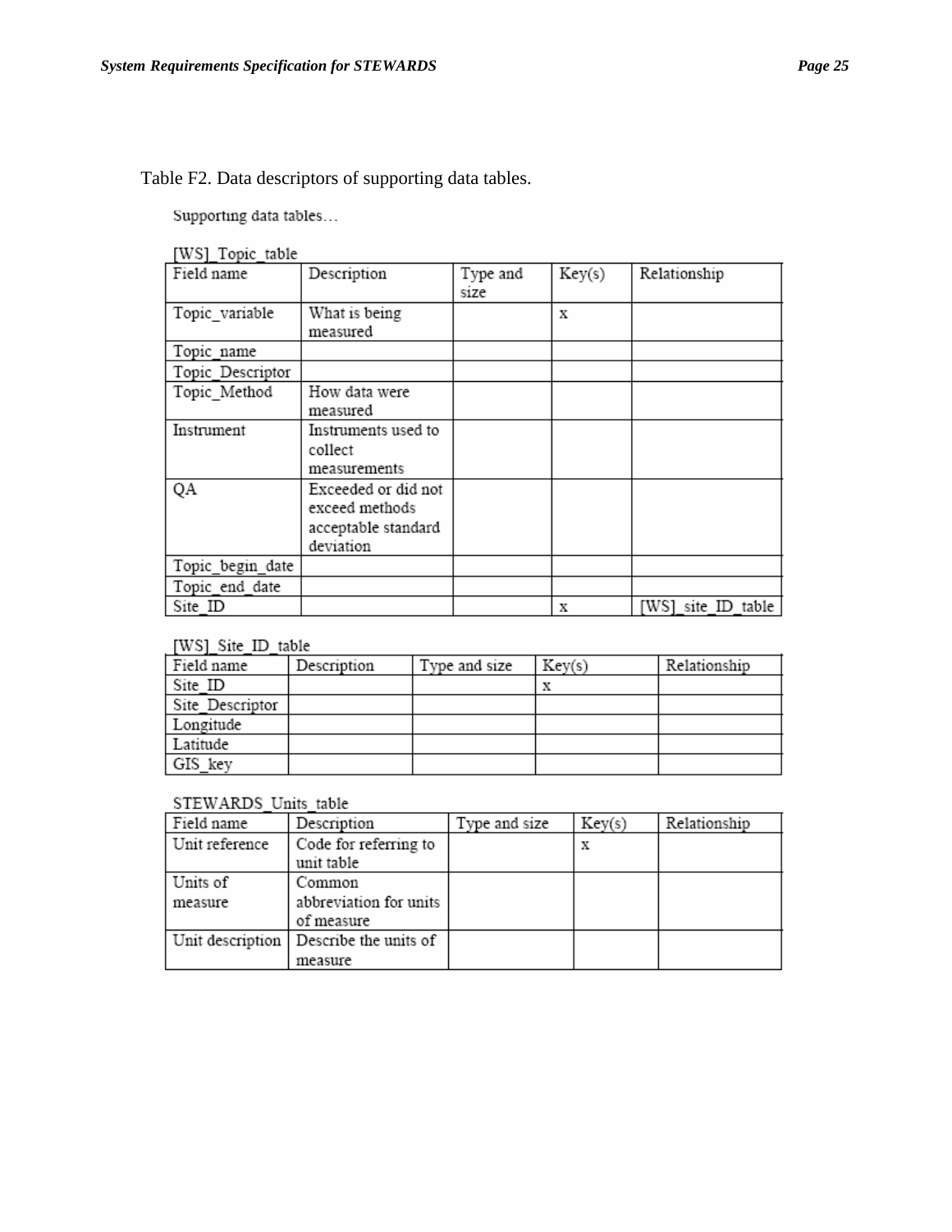Table F2. Data descriptors of supporting data tables.

Supporting data tables…

[WS]_Topic_table

| Field name | Description | Type and size | Key(s) | Relationship |
|---|---|---|---|---|
| Topic_variable | What is being measured | | x | |
| Topic_name | | | | |
| Topic_Descriptor | | | | |
| Topic_Method | How data were measured | | | |
| Instrument | Instruments used to collect measurements | | | |
| QA | Exceeded or did not exceed methods acceptable standard deviation | | | |
| Topic_begin_date | | | | |
| Topic_end_date | | | | |
| Site_ID | | | x | [WS]_site_ID_table |

[WS]_Site_ID_table

| Field name | Description | Type and size | Key(s) | Relationship |
|---|---|---|---|---|
| Site_ID | | | x | |
| Site_Descriptor | | | | |
| Longitude | | | | |
| Latitude | | | | |
| GIS_key | | | | |

STEWARDS_Units_table

| Field name | Description | Type and size | Key(s) | Relationship |
|---|---|---|---|---|
| Unit reference | Code for referring to unit table | | x | |
| Units of measure | Common abbreviation for units of measure | | | |
| Unit description | Describe the units of measure | | | |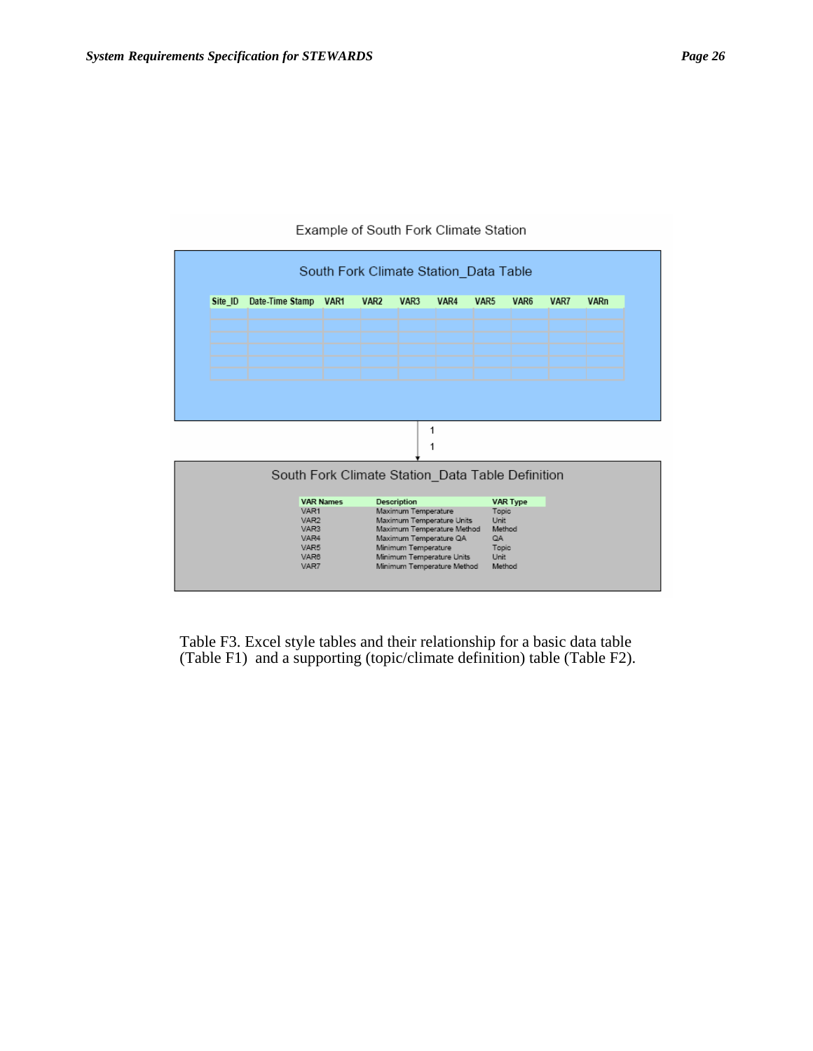Example of South Fork Climate Station

South Fork Climate Station_Data Table

| Site_ID | Date-Time Stamp | VAR1 | VAR2 | VAR3 | VAR4 | VAR5 | VAR6 | VAR7 | VARn |
|---|---|---|---|---|---|---|---|---|---|
| | | | | | | | | | |
| | | | | | | | | | |
| | | | | | | | | | |
| | | | | | | | | | |
| | | | | | | | | | |
| | | | | | | | | | |

1

1

South Fork Climate Station_Data Table Definition

| VAR Names | Description | VAR Type |
|---|---|---|
| VAR1 | Maximum Temperature | Topic |
| VAR2 | Maximum Temperature Units | Unit |
| VAR3 | Maximum Temperature Method | Method |
| VAR4 | Maximum Temperature QA | QA |
| VAR5 | Minimum Temperature | Topic |
| VAR6 | Minimum Temperature Units | Unit |
| VAR7 | Minimum Temperature Method | Method |

Table F3. Excel style tables and their relationship for a basic data table (Table F1) and a supporting (topic/climate definition) table (Table F2).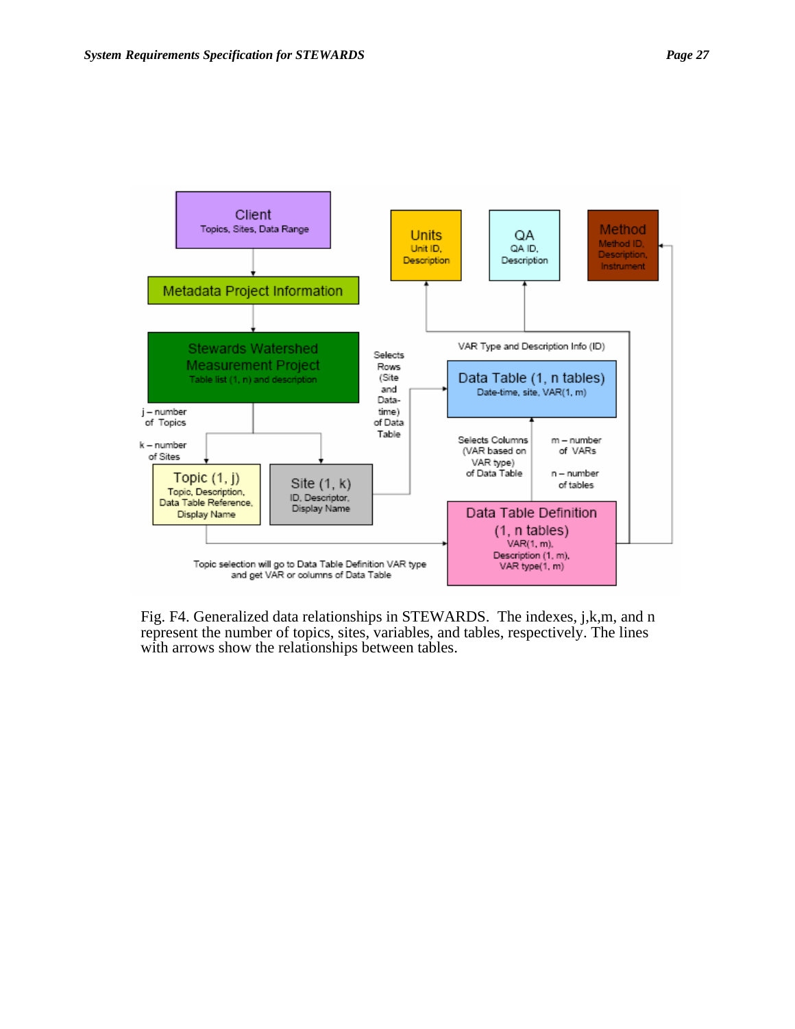Client
Topics, Sites, Data Range

Metadata Project Information

Stewards Watershed Measurement Project
Table list (1, n) and description

j – number of Topics

k – number of Sites

Topic (1, j)
Topic, Description, Data Table Reference, Display Name

Site (1, k)
ID, Descriptor, Display Name

Selects Rows (Site and Data-time) of Data Table

Units
Unit ID, Description

QA
QA ID, Description

Method
Method ID, Description, Instrument

VAR Type and Description Info (ID)

Data Table (1, n tables)
Date-time, site, VAR(1, m)

Selects Columns (VAR based on VAR type) of Data Table

m – number of VARs

n – number of tables

Data Table Definition (1, n tables)
VAR(1, m), Description (1, m), VAR type(1, m)

Topic selection will go to Data Table Definition VAR type and get VAR or columns of Data Table

Fig. F4. Generalized data relationships in STEWARDS. The indexes, j,k,m, and n represent the number of topics, sites, variables, and tables, respectively. The lines with arrows show the relationships between tables.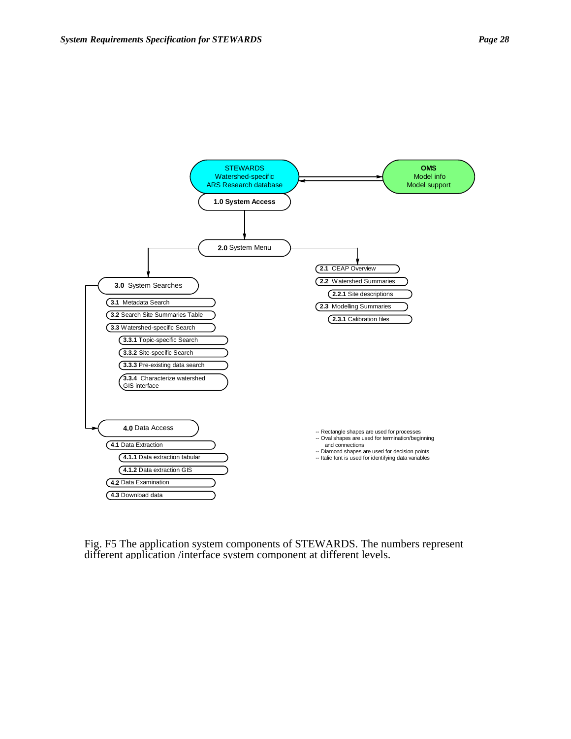STEWARDS
Watershed-specific
ARS Research database

**OMS**
Model info
Model support

**1.0 System Access**

**2.0** System Menu

**2.1** CEAP Overview

**2.2** Watershed Summaries

**2.2.1** Site descriptions

**2.3** Modelling Summaries

**2.3.1** Calibration files

**3.0** System Searches

**3.1** Metadata Search

**3.2** Search Site Summaries Table

**3.3** Watershed-specific Search

**3.3.1** Topic-specific Search

**3.3.2** Site-specific Search

**3.3.3** Pre-existing data search

**3.3.4** Characterize watershed GIS interface

**4.0** Data Access

**4.1** Data Extraction

**4.1.1** Data extraction tabular

**4.1.2** Data extraction GIS

**4.2** Data Examination

**4.3** Download data

-- Rectangle shapes are used for processes
-- Oval shapes are used for termination/beginning and connections
-- Diamond shapes are used for decision points
-- Italic font is used for identifying data variables

Fig. F5 The application system components of STEWARDS. The numbers represent different application /interface system component at different levels.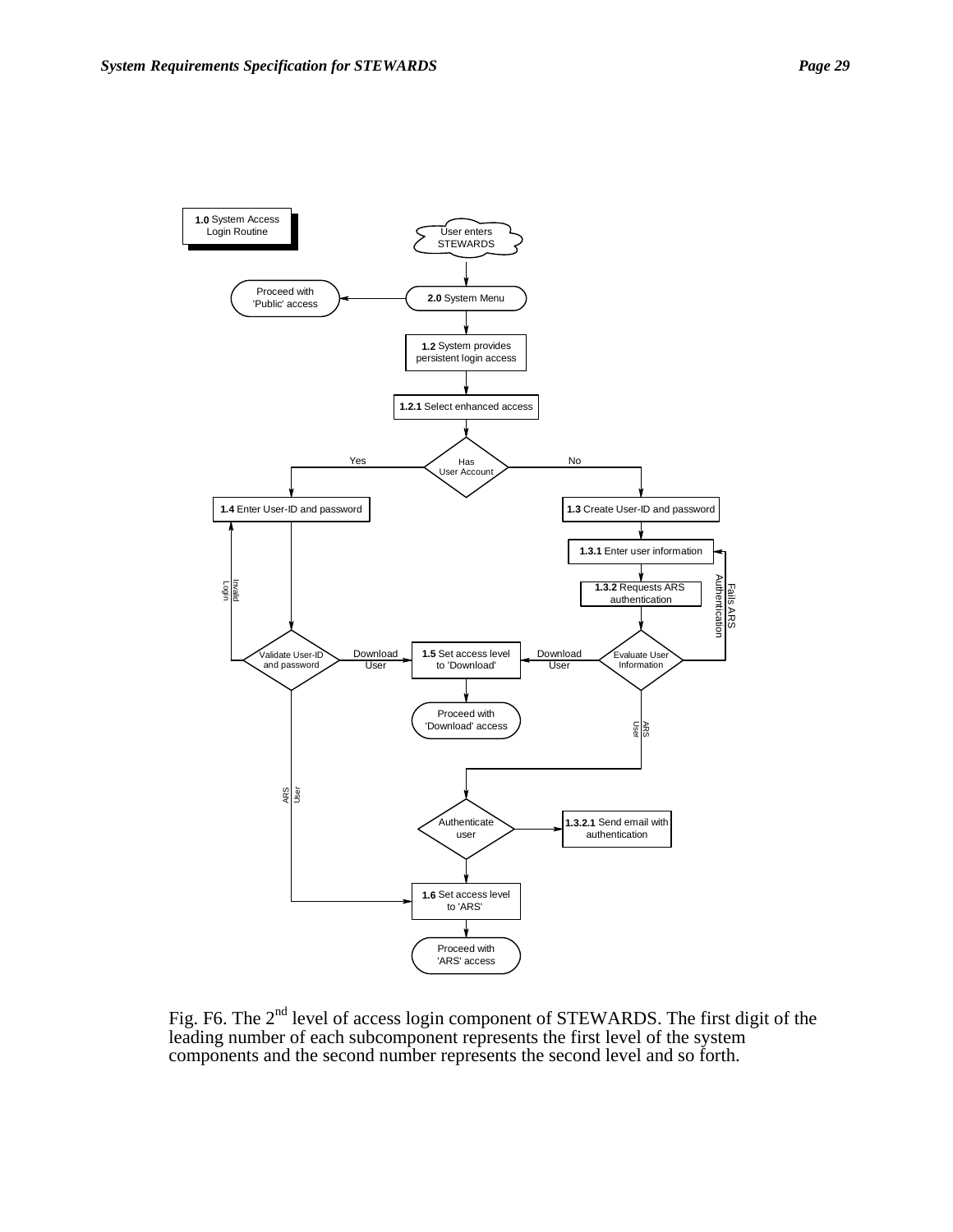**1.0** System Access Login Routine

User enters STEWARDS

**2.0** System Menu

Proceed with 'Public' access

**1.2** System provides persistent login access

**1.2.1** Select enhanced access

Has User Account

Yes

No

**1.4** Enter User-ID and password

**1.3** Create User-ID and password

**1.3.1** Enter user information

**1.3.2** Requests ARS authentication

Invalid Login

Fails ARS Authentication

Validate User-ID and password

Download User

**1.5** Set access level to 'Download'

Download User

Evaluate User Information

Proceed with 'Download' access

ARS User

ARS User

Authenticate user

**1.3.2.1** Send email with authentication

**1.6** Set access level to 'ARS'

Proceed with 'ARS' access

Fig. F6. The 2nd level of access login component of STEWARDS. The first digit of the leading number of each subcomponent represents the first level of the system components and the second number represents the second level and so forth.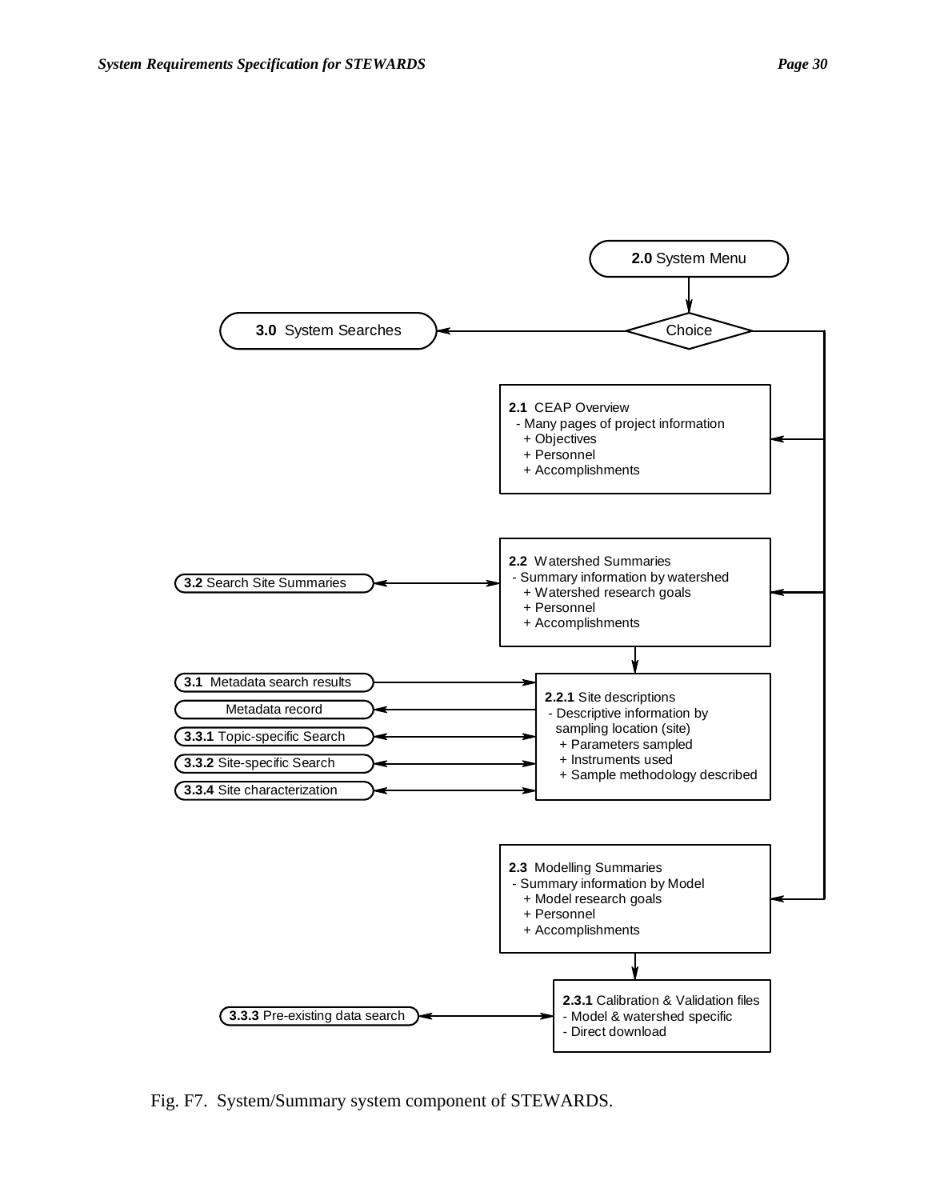**2.0** System Menu

Choice

**3.0** System Searches

**2.1** CEAP Overview
- Many pages of project information
  - + Objectives
  - + Personnel
  - + Accomplishments

**2.2** Watershed Summaries
- Summary information by watershed
  - + Watershed research goals
  - + Personnel
  - + Accomplishments

**3.2** Search Site Summaries

**2.2.1** Site descriptions
- Descriptive information by sampling location (site)
  - + Parameters sampled
  - + Instruments used
  - + Sample methodology described

**3.1** Metadata search results

Metadata record

**3.3.1** Topic-specific Search

**3.3.2** Site-specific Search

**3.3.4** Site characterization

**2.3** Modelling Summaries
- Summary information by Model
  - + Model research goals
  - + Personnel
  - + Accomplishments

**2.3.1** Calibration & Validation files
- Model & watershed specific
- Direct download

**3.3.3** Pre-existing data search

Fig. F7. System/Summary system component of STEWARDS.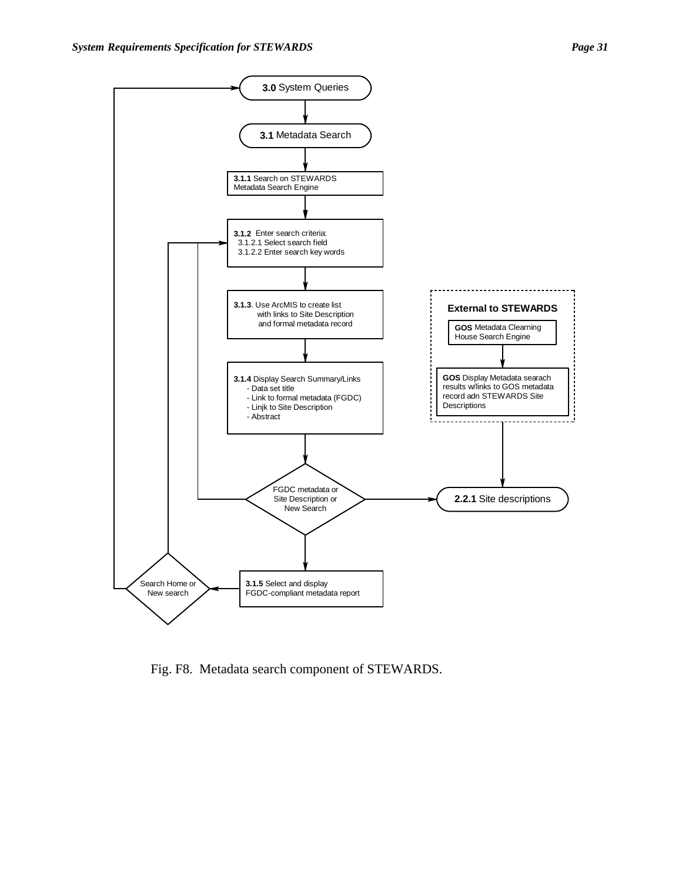**3.0** System Queries

**3.1** Metadata Search

**3.1.1** Search on STEWARDS Metadata Search Engine

**3.1.2** Enter search criteria:
- 3.1.2.1 Select search field
- 3.1.2.2 Enter search key words

**3.1.3**. Use ArcMIS to create list with links to Site Description and formal metadata record

**3.1.4** Display Search Summary/Links
- Data set title
- Link to formal metadata (FGDC)
- Linjk to Site Description
- Abstract

FGDC metadata or Site Description or New Search

**3.1.5** Select and display FGDC-compliant metadata report

Search Home or New search

**External to STEWARDS**

**GOS** Metadata Clearning House Search Engine

**GOS** Display Metadata searach results w/links to GOS metadata record adn STEWARDS Site Descriptions

**2.2.1** Site descriptions

Fig. F8. Metadata search component of STEWARDS.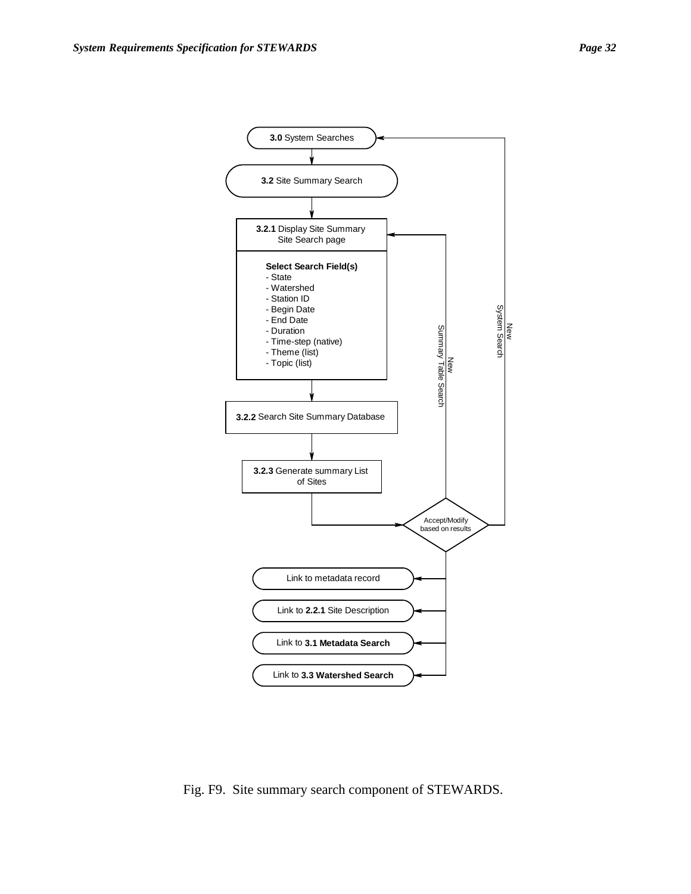**3.0** System Searches

**3.2** Site Summary Search

**3.2.1** Display Site Summary Site Search page

**Select Search Field(s)**
- State
- Watershed
- Station ID
- Begin Date
- End Date
- Duration
- Time-step (native)
- Theme (list)
- Topic (list)

**3.2.2** Search Site Summary Database

**3.2.3** Generate summary List of Sites

Accept/Modify based on results

New Summary Table Search

New System Search

Link to metadata record

Link to **2.2.1** Site Description

Link to **3.1 Metadata Search**

Link to **3.3 Watershed Search**

Fig. F9. Site summary search component of STEWARDS.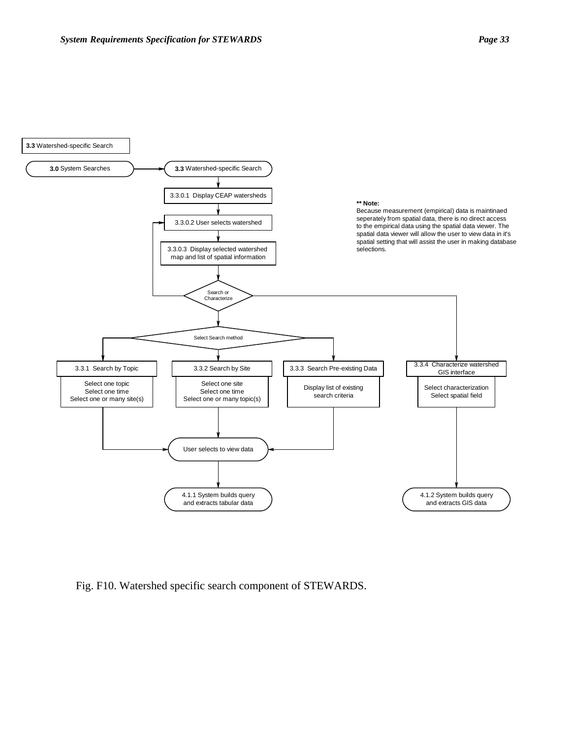**3.3** Watershed-specific Search

**3.0** System Searches → **3.3** Watershed-specific Search

3.3.0.1 Display CEAP watersheds

3.3.0.2 User selects watershed

3.3.0.3 Display selected watershed map and list of spatial information

Search or Characterize

Select Search method

3.3.1 Search by Topic
- Select one topic
- Select one time
- Select one or many site(s)

3.3.2 Search by Site
- Select one site
- Select one time
- Select one or many topic(s)

3.3.3 Search Pre-existing Data
- Display list of existing search criteria

3.3.4 Characterize watershed GIS interface
- Select characterization
- Select spatial field

User selects to view data

4.1.1 System builds query and extracts tabular data

4.1.2 System builds query and extracts GIS data

**\*\* Note:**
Because measurement (empirical) data is maintinaed seperately from spatial data, there is no direct access to the empirical data using the spatial data viewer. The spatial data viewer will allow the user to view data in it's spatial setting that will assist the user in making database selections.

Fig. F10. Watershed specific search component of STEWARDS.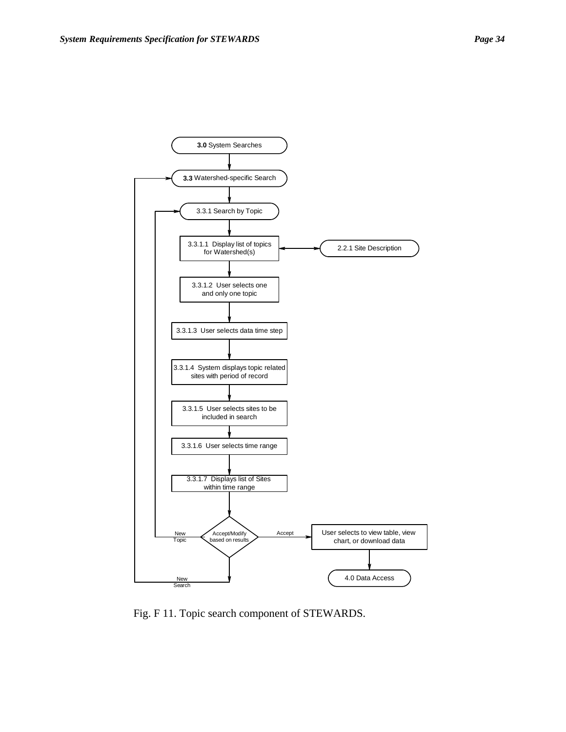3.0 System Searches

3.3 Watershed-specific Search

3.3.1 Search by Topic

3.3.1.1 Display list of topics for Watershed(s)

2.2.1 Site Description

3.3.1.2 User selects one and only one topic

3.3.1.3 User selects data time step

3.3.1.4 System displays topic related sites with period of record

3.3.1.5 User selects sites to be included in search

3.3.1.6 User selects time range

3.3.1.7 Displays list of Sites within time range

Accept/Modify based on results

New Topic

Accept

New Search

User selects to view table, view chart, or download data

4.0 Data Access

Fig. F 11. Topic search component of STEWARDS.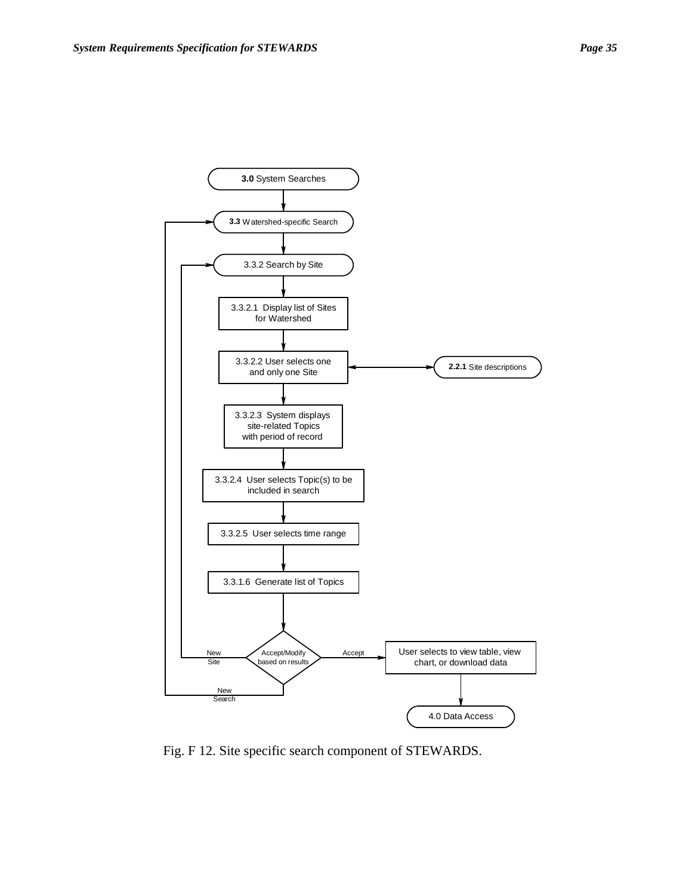**3.0** System Searches

**3.3** Watershed-specific Search

3.3.2 Search by Site

3.3.2.1 Display list of Sites for Watershed

3.3.2.2 User selects one and only one Site

**2.2.1** Site descriptions

3.3.2.3 System displays site-related Topics with period of record

3.3.2.4 User selects Topic(s) to be included in search

3.3.2.5 User selects time range

3.3.1.6 Generate list of Topics

Accept/Modify based on results

New Site

New Search

Accept

User selects to view table, view chart, or download data

4.0 Data Access

Fig. F 12. Site specific search component of STEWARDS.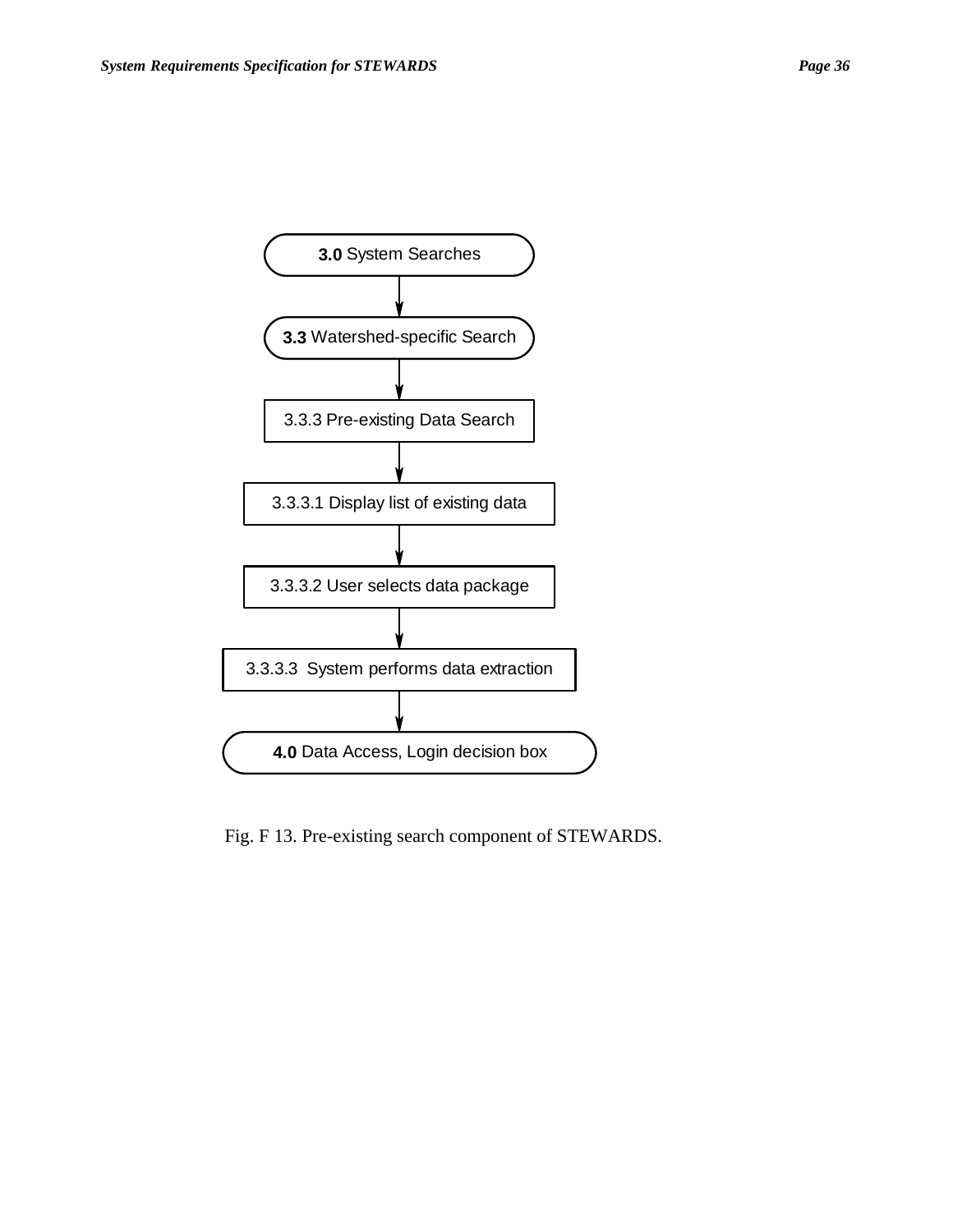**3.0** System Searches

↓

**3.3** Watershed-specific Search

↓

3.3.3 Pre-existing Data Search

↓

3.3.3.1 Display list of existing data

↓

3.3.3.2 User selects data package

↓

3.3.3.3 System performs data extraction

↓

**4.0** Data Access, Login decision box

Fig. F 13. Pre-existing search component of STEWARDS.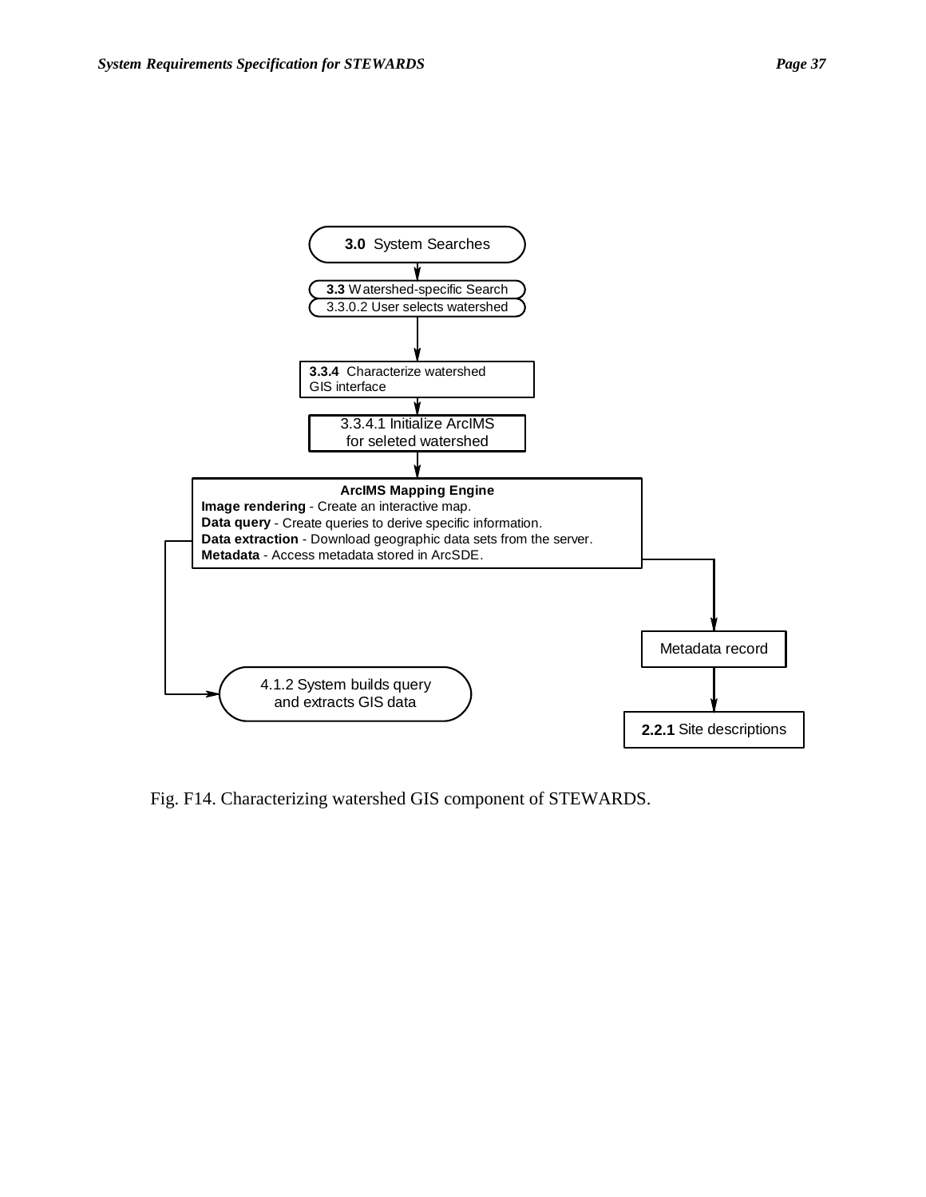**3.0** System Searches

**3.3** Watershed-specific Search

3.3.0.2 User selects watershed

**3.3.4** Characterize watershed GIS interface

3.3.4.1 Initialize ArcIMS for seleted watershed

**ArcIMS Mapping Engine**

**Image rendering** - Create an interactive map.

**Data query** - Create queries to derive specific information.

**Data extraction** - Download geographic data sets from the server.

**Metadata** - Access metadata stored in ArcSDE.

4.1.2 System builds query and extracts GIS data

Metadata record

**2.2.1** Site descriptions

Fig. F14. Characterizing watershed GIS component of STEWARDS.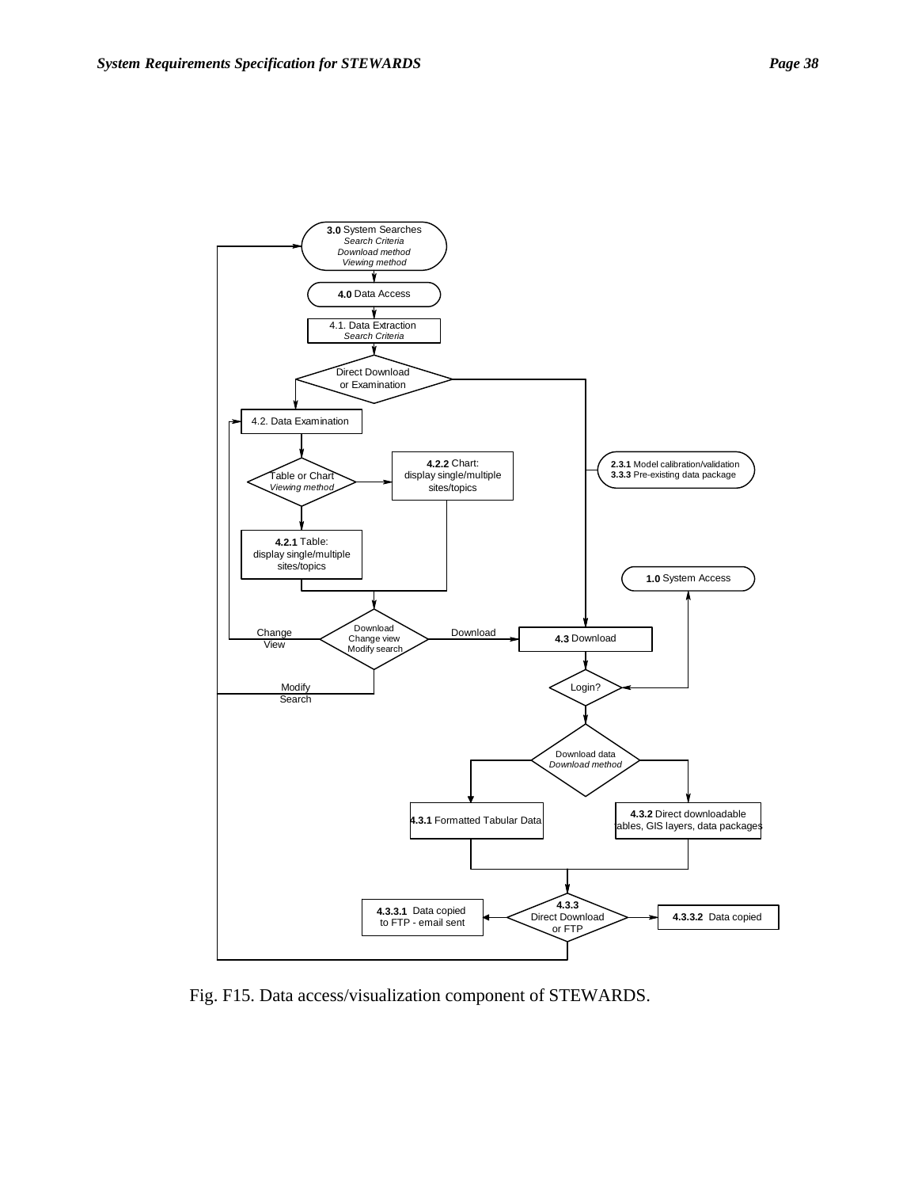Fig. F15. Data access/visualization component of STEWARDS.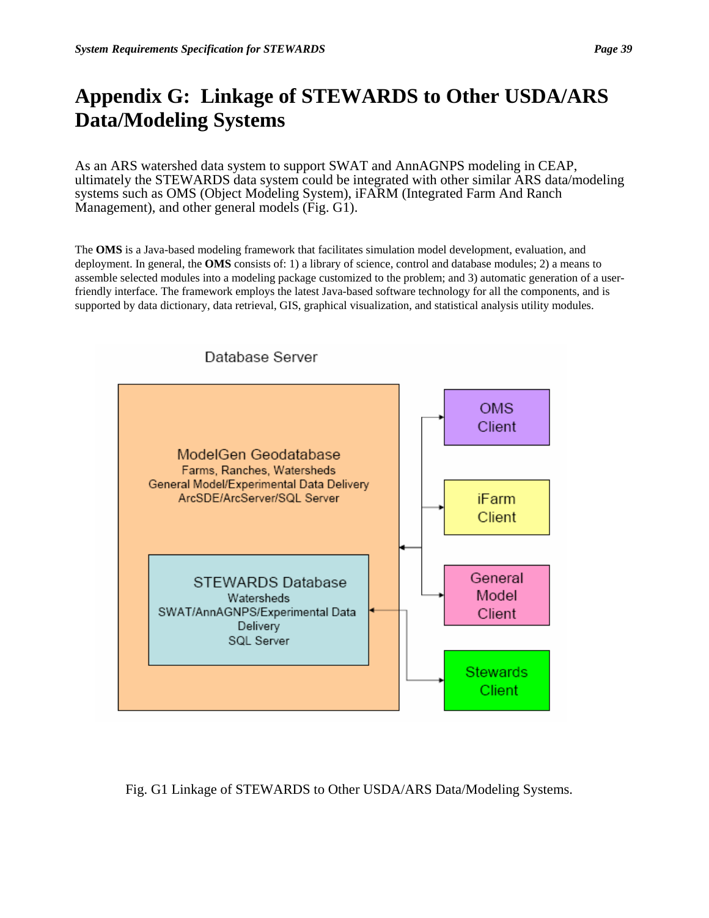# Appendix G: Linkage of STEWARDS to Other USDA/ARS Data/Modeling Systems

As an ARS watershed data system to support SWAT and AnnAGNPS modeling in CEAP, ultimately the STEWARDS data system could be integrated with other similar ARS data/modeling systems such as OMS (Object Modeling System), iFARM (Integrated Farm And Ranch Management), and other general models (Fig. G1).

The **OMS** is a Java-based modeling framework that facilitates simulation model development, evaluation, and deployment. In general, the **OMS** consists of: 1) a library of science, control and database modules; 2) a means to assemble selected modules into a modeling package customized to the problem; and 3) automatic generation of a user-friendly interface. The framework employs the latest Java-based software technology for all the components, and is supported by data dictionary, data retrieval, GIS, graphical visualization, and statistical analysis utility modules.

Database Server

ModelGen Geodatabase
Farms, Ranches, Watersheds
General Model/Experimental Data Delivery
ArcSDE/ArcServer/SQL Server

STEWARDS Database
Watersheds
SWAT/AnnAGNPS/Experimental Data Delivery
SQL Server

OMS Client

iFarm Client

General Model Client

Stewards Client

Fig. G1 Linkage of STEWARDS to Other USDA/ARS Data/Modeling Systems.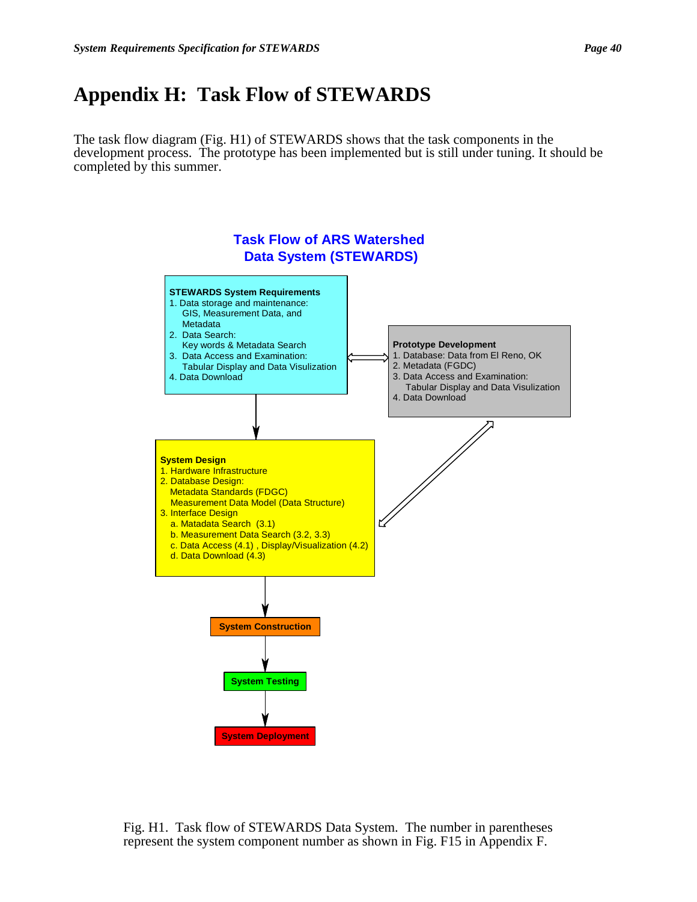# Appendix H: Task Flow of STEWARDS

The task flow diagram (Fig. H1) of STEWARDS shows that the task components in the development process. The prototype has been implemented but is still under tuning. It should be completed by this summer.

**Task Flow of ARS Watershed Data System (STEWARDS)**

**STEWARDS System Requirements**
1. Data storage and maintenance:
   GIS, Measurement Data, and Metadata
2. Data Search:
   Key words & Metadata Search
3. Data Access and Examination:
   Tabular Display and Data Visulization
4. Data Download

**Prototype Development**
1. Database: Data from El Reno, OK
2. Metadata (FGDC)
3. Data Access and Examination:
   Tabular Display and Data Visulization
4. Data Download

**System Design**
1. Hardware Infrastructure
2. Database Design:
   Metadata Standards (FDGC)
   Measurement Data Model (Data Structure)
3. Interface Design
   a. Matadata Search (3.1)
   b. Measurement Data Search (3.2, 3.3)
   c. Data Access (4.1) , Display/Visualization (4.2)
   d. Data Download (4.3)

**System Construction**

**System Testing**

**System Deployment**

Fig. H1. Task flow of STEWARDS Data System. The number in parentheses represent the system component number as shown in Fig. F15 in Appendix F.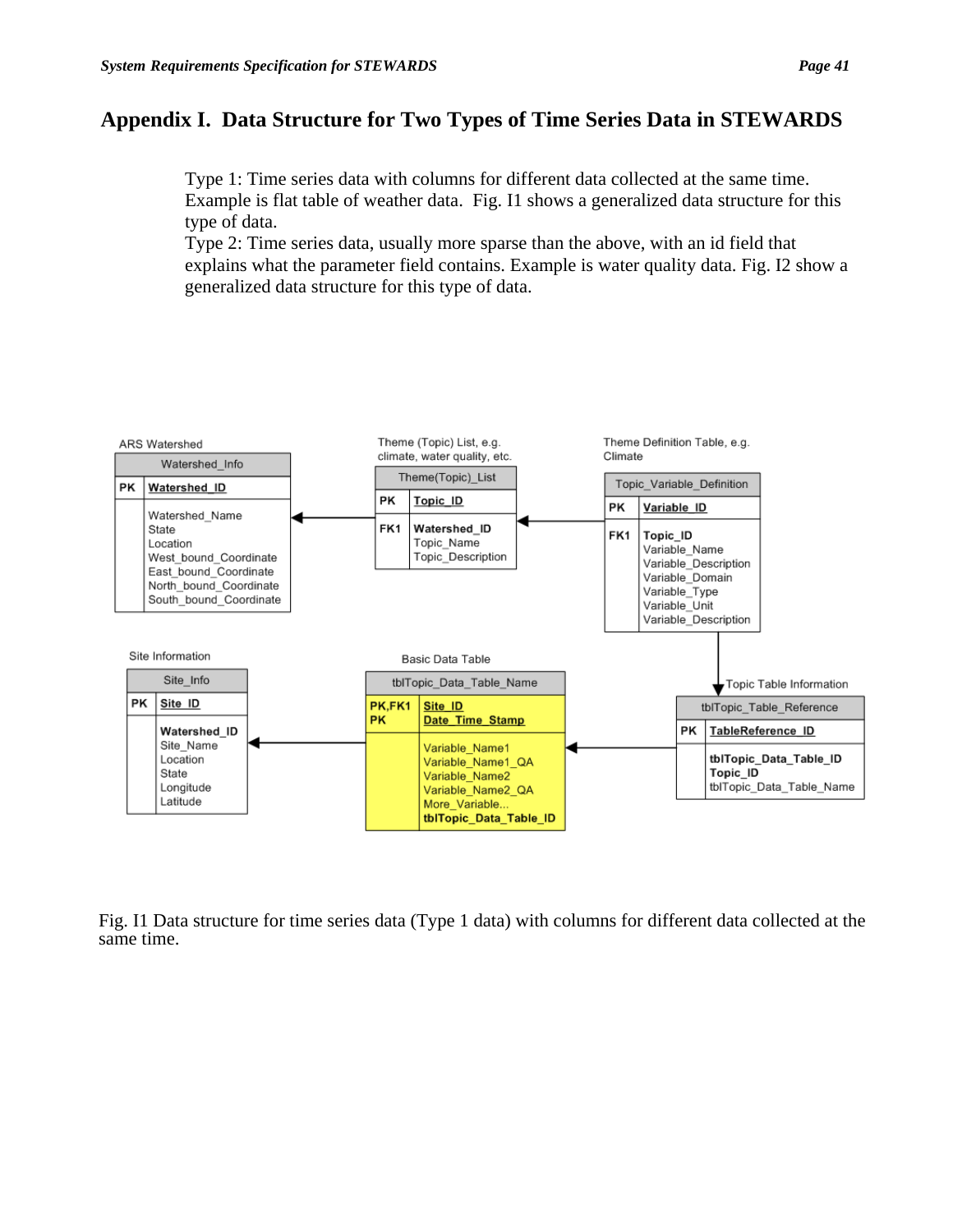# Appendix I. Data Structure for Two Types of Time Series Data in STEWARDS

Type 1: Time series data with columns for different data collected at the same time. Example is flat table of weather data. Fig. I1 shows a generalized data structure for this type of data.
Type 2: Time series data, usually more sparse than the above, with an id field that explains what the parameter field contains. Example is water quality data. Fig. I2 show a generalized data structure for this type of data.

ARS Watershed

| Watershed_Info | |
|---|---|
| PK | **Watershed_ID** |
| | Watershed_Name<br>State<br>Location<br>West_bound_Coordinate<br>East_bound_Coordinate<br>North_bound_Coordinate<br>South_bound_Coordinate |

Theme (Topic) List, e.g. climate, water quality, etc.

| Theme(Topic)_List | |
|---|---|
| PK | **Topic_ID** |
| FK1 | **Watershed_ID**<br>Topic_Name<br>Topic_Description |

Theme Definition Table, e.g. Climate

| Topic_Variable_Definition | |
|---|---|
| PK | **Variable_ID** |
| FK1 | **Topic_ID**<br>Variable_Name<br>Variable_Description<br>Variable_Domain<br>Variable_Type<br>Variable_Unit<br>Variable_Description |

Site Information

| Site_Info | |
|---|---|
| PK | **Site_ID** |
| | **Watershed_ID**<br>Site_Name<br>Location<br>State<br>Longitude<br>Latitude |

Basic Data Table

| tblTopic_Data_Table_Name | |
|---|---|
| PK,FK1<br>PK | **Site_ID**<br>**Date_Time_Stamp** |
| | Variable_Name1<br>Variable_Name1_QA<br>Variable_Name2<br>Variable_Name2_QA<br>More_Variable...<br>**tblTopic_Data_Table_ID** |

Topic Table Information

| tblTopic_Table_Reference | |
|---|---|
| PK | **TableReference_ID** |
| | **tblTopic_Data_Table_ID**<br>**Topic_ID**<br>tblTopic_Data_Table_Name |

Fig. I1 Data structure for time series data (Type 1 data) with columns for different data collected at the same time.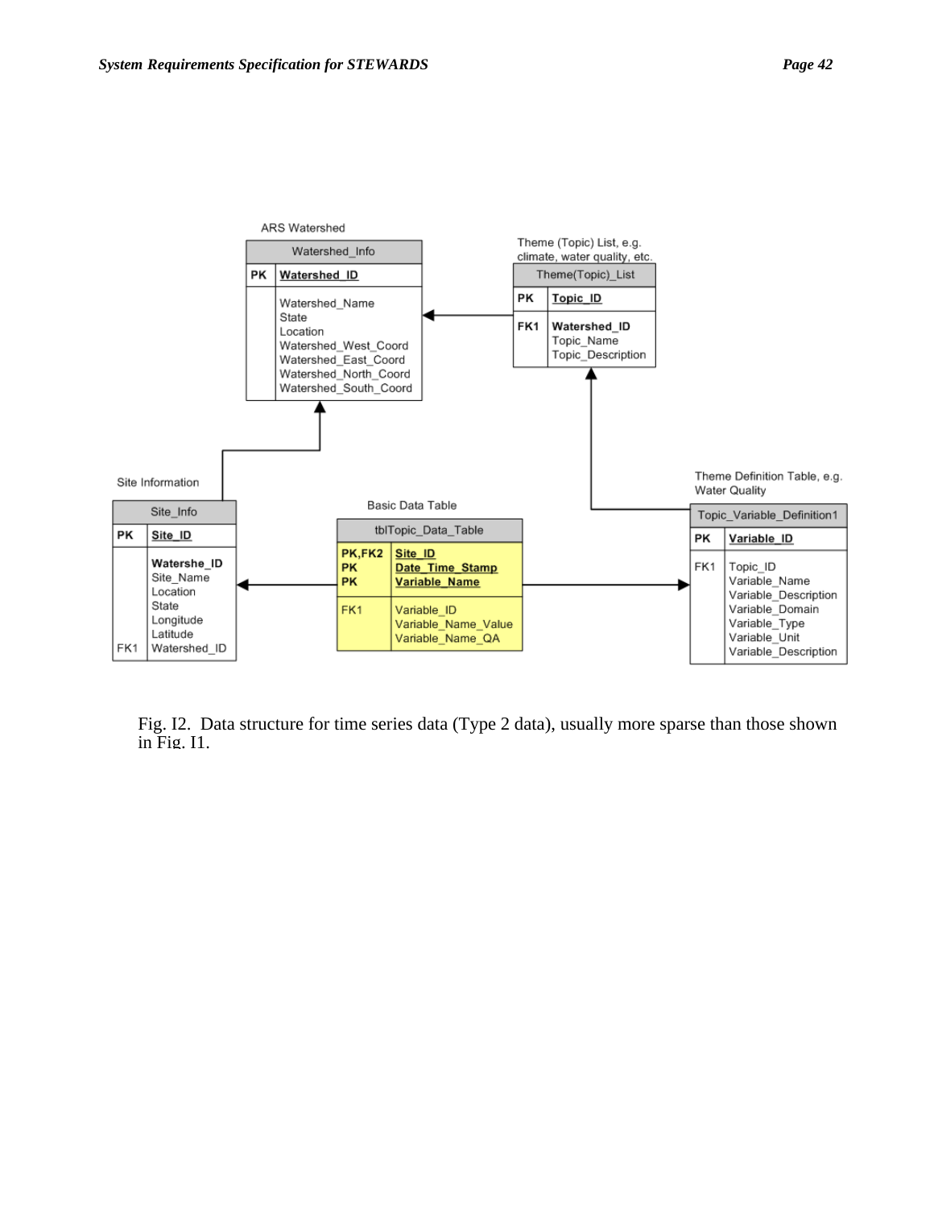ARS Watershed

Watershed_Info

PK Watershed_ID

Watershed_Name
State
Location
Watershed_West_Coord
Watershed_East_Coord
Watershed_North_Coord
Watershed_South_Coord

Theme (Topic) List, e.g. climate, water quality, etc.

Theme(Topic)_List

PK Topic_ID

FK1 Watershed_ID
Topic_Name
Topic_Description

Site Information

Site_Info

PK Site_ID

Watershe_ID
Site_Name
Location
State
Longitude
Latitude
FK1 Watershed_ID

Basic Data Table

tblTopic_Data_Table

PK,FK2 Site_ID
PK Date_Time_Stamp
PK Variable_Name

FK1 Variable_ID
Variable_Name_Value
Variable_Name_QA

Theme Definition Table, e.g. Water Quality

Topic_Variable_Definition1

PK Variable_ID

FK1 Topic_ID
Variable_Name
Variable_Description
Variable_Domain
Variable_Type
Variable_Unit
Variable_Description

Fig. I2. Data structure for time series data (Type 2 data), usually more sparse than those shown in Fig. I1.